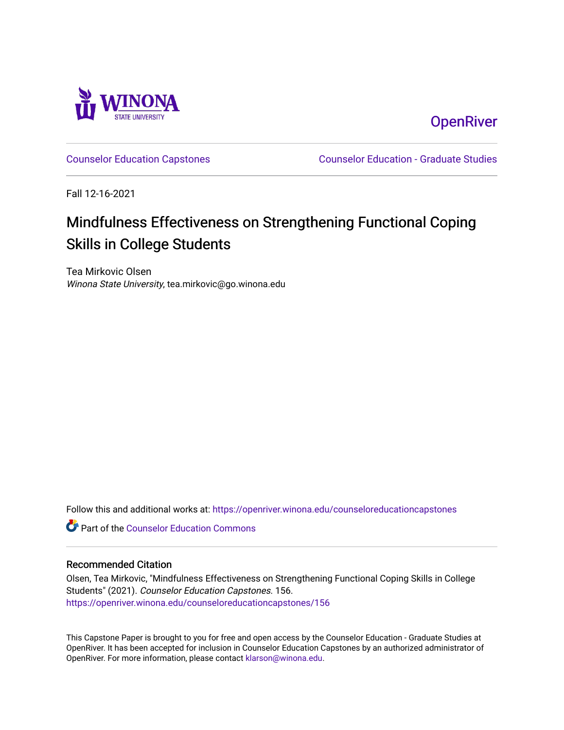Winona State University

OpenRiver

Counselor Education Capstones

Counselor Education - Graduate Studies

Fall 12-16-2021

# Mindfulness Effectiveness on Strengthening Functional Coping Skills in College Students

Tea Mirkovic Olsen
*Winona State University*, tea.mirkovic@go.winona.edu

Follow this and additional works at: https://openriver.winona.edu/counseloreducationcapstones

Part of the Counselor Education Commons

## Recommended Citation

Olsen, Tea Mirkovic, "Mindfulness Effectiveness on Strengthening Functional Coping Skills in College Students" (2021). *Counselor Education Capstones*. 156.
https://openriver.winona.edu/counseloreducationcapstones/156

This Capstone Paper is brought to you for free and open access by the Counselor Education - Graduate Studies at OpenRiver. It has been accepted for inclusion in Counselor Education Capstones by an authorized administrator of OpenRiver. For more information, please contact klarson@winona.edu.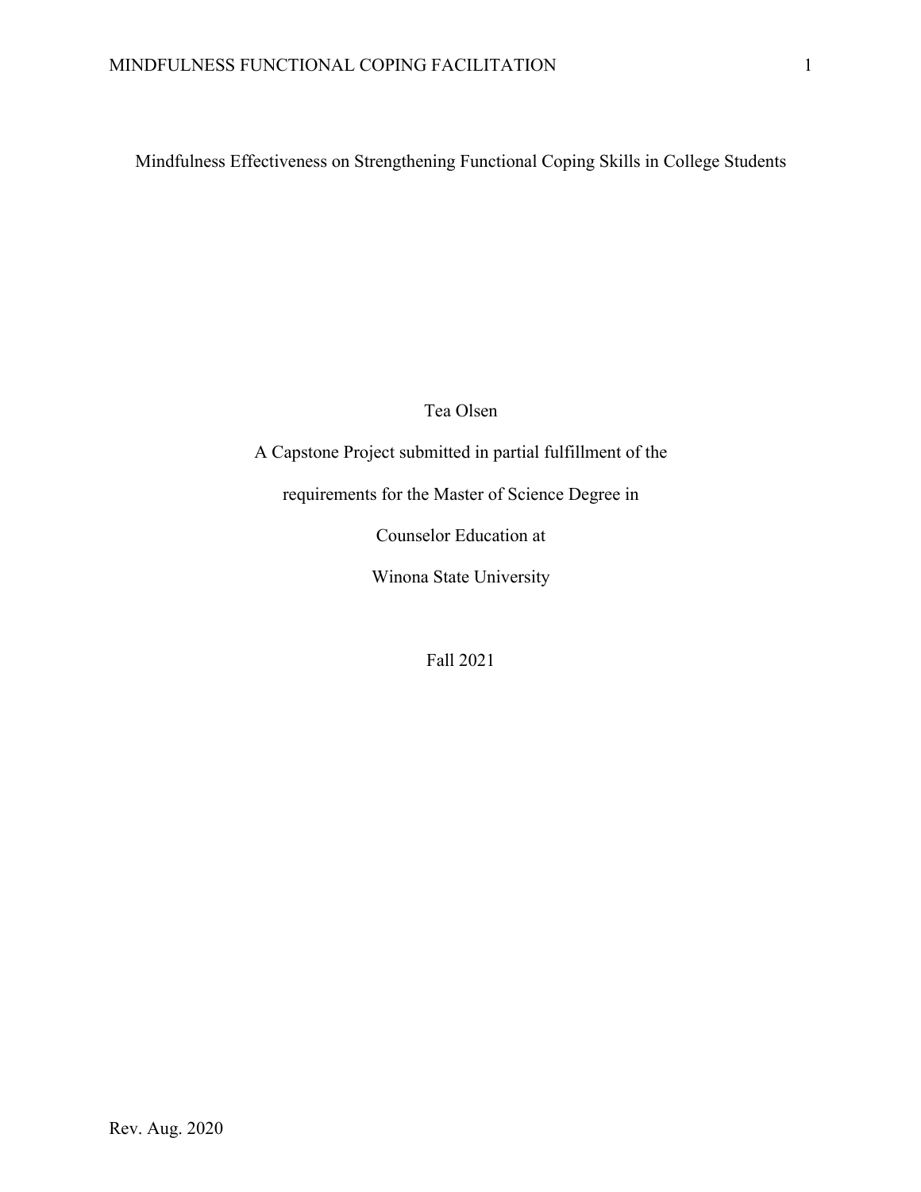Mindfulness Effectiveness on Strengthening Functional Coping Skills in College Students

Tea Olsen

A Capstone Project submitted in partial fulfillment of the

requirements for the Master of Science Degree in

Counselor Education at

Winona State University

Fall 2021

Rev. Aug. 2020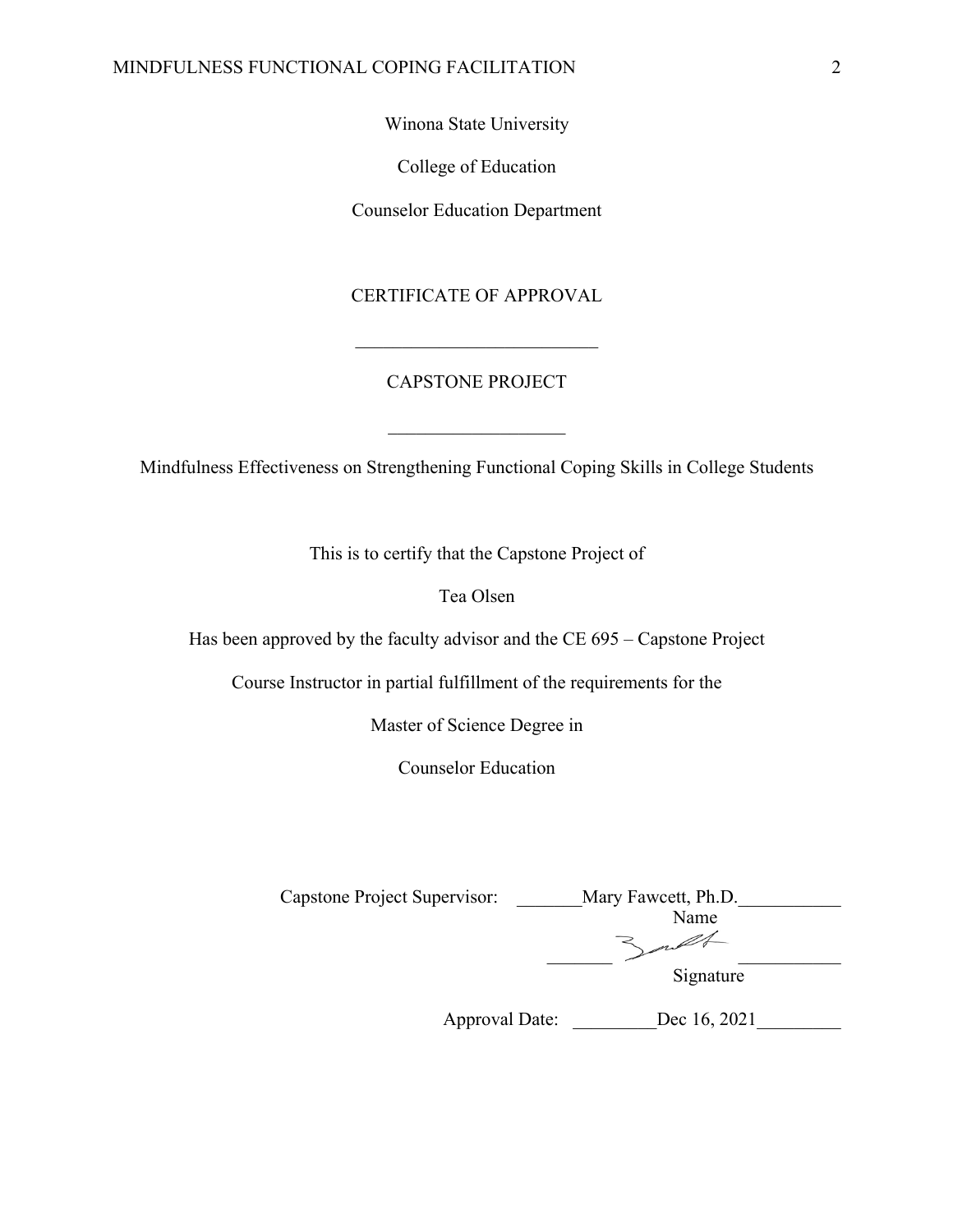Winona State University

College of Education

Counselor Education Department

CERTIFICATE OF APPROVAL

___________________________

CAPSTONE PROJECT

___________________

Mindfulness Effectiveness on Strengthening Functional Coping Skills in College Students

This is to certify that the Capstone Project of

Tea Olsen

Has been approved by the faculty advisor and the CE 695 – Capstone Project

Course Instructor in partial fulfillment of the requirements for the

Master of Science Degree in

Counselor Education

Capstone Project Supervisor: _______Mary Fawcett, Ph.D.___________
Name

_______ ___________
Signature

Approval Date: _________Dec 16, 2021_________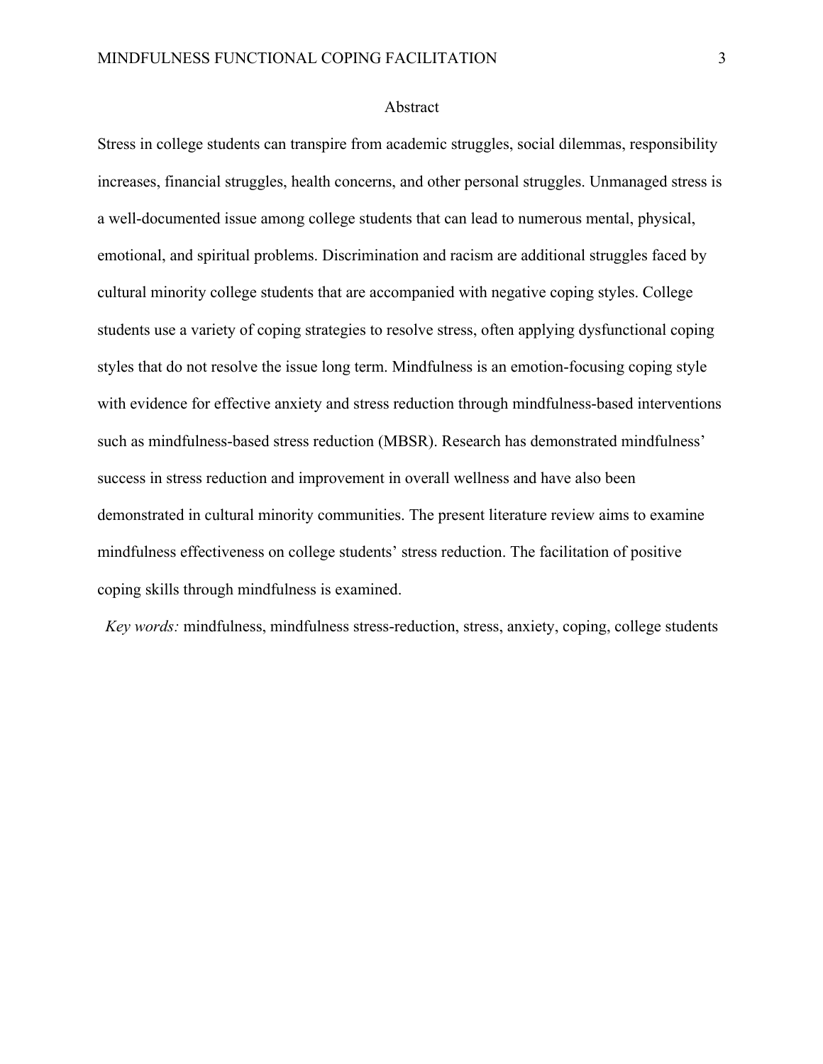# Abstract

Stress in college students can transpire from academic struggles, social dilemmas, responsibility increases, financial struggles, health concerns, and other personal struggles. Unmanaged stress is a well-documented issue among college students that can lead to numerous mental, physical, emotional, and spiritual problems. Discrimination and racism are additional struggles faced by cultural minority college students that are accompanied with negative coping styles. College students use a variety of coping strategies to resolve stress, often applying dysfunctional coping styles that do not resolve the issue long term. Mindfulness is an emotion-focusing coping style with evidence for effective anxiety and stress reduction through mindfulness-based interventions such as mindfulness-based stress reduction (MBSR). Research has demonstrated mindfulness' success in stress reduction and improvement in overall wellness and have also been demonstrated in cultural minority communities. The present literature review aims to examine mindfulness effectiveness on college students' stress reduction. The facilitation of positive coping skills through mindfulness is examined.

*Key words:* mindfulness, mindfulness stress-reduction, stress, anxiety, coping, college students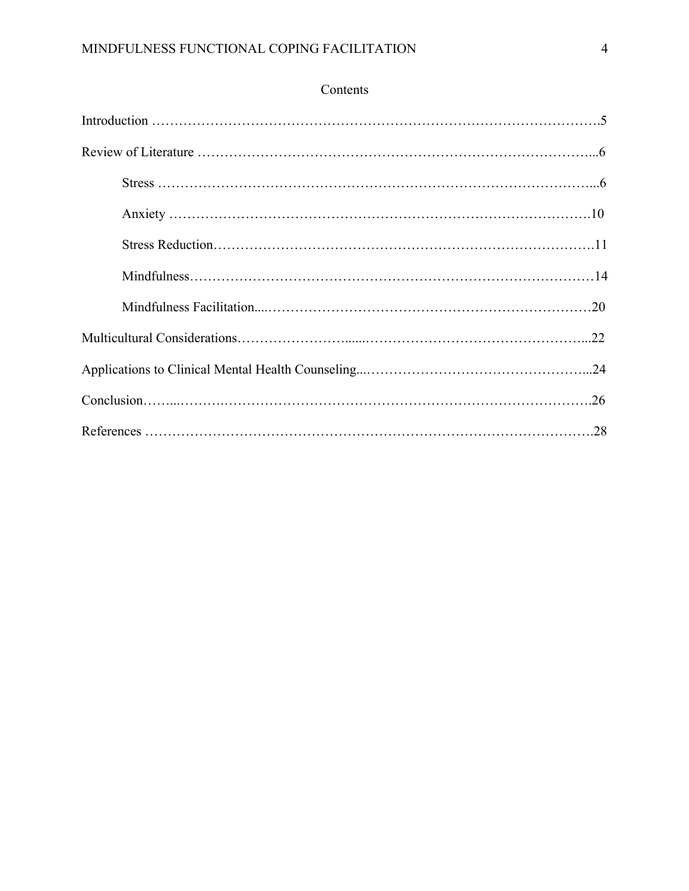# Contents

Introduction ……………………………………………………………………………………….5

Review of Literature ……………………………………………………………………………...6

- Stress ……………………………………………………………………………………...6
- Anxiety ……………………………………………………………………………………10
- Stress Reduction…………………………………………………………………………….11
- Mindfulness…………………………………………………………………………………14
- Mindfulness Facilitation....…………………………………………………………………20

Multicultural Considerations…………………….....…………………………………………...22

Applications to Clinical Mental Health Counseling...……………………………………………...24

Conclusion……...………….…………………………………………………………………….26

References ……………………………………………………………………………………….28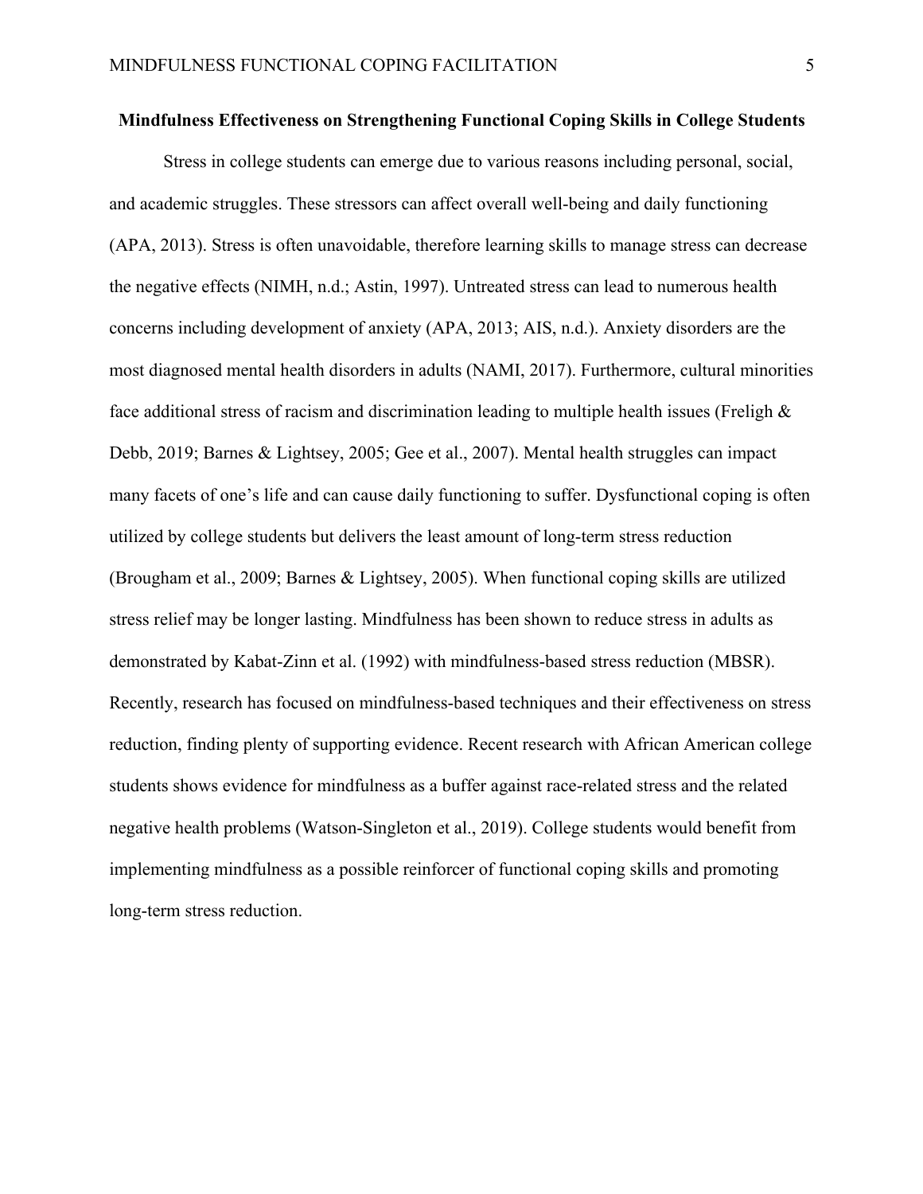## Mindfulness Effectiveness on Strengthening Functional Coping Skills in College Students

Stress in college students can emerge due to various reasons including personal, social, and academic struggles. These stressors can affect overall well-being and daily functioning (APA, 2013). Stress is often unavoidable, therefore learning skills to manage stress can decrease the negative effects (NIMH, n.d.; Astin, 1997). Untreated stress can lead to numerous health concerns including development of anxiety (APA, 2013; AIS, n.d.). Anxiety disorders are the most diagnosed mental health disorders in adults (NAMI, 2017). Furthermore, cultural minorities face additional stress of racism and discrimination leading to multiple health issues (Freligh & Debb, 2019; Barnes & Lightsey, 2005; Gee et al., 2007). Mental health struggles can impact many facets of one's life and can cause daily functioning to suffer. Dysfunctional coping is often utilized by college students but delivers the least amount of long-term stress reduction (Brougham et al., 2009; Barnes & Lightsey, 2005). When functional coping skills are utilized stress relief may be longer lasting. Mindfulness has been shown to reduce stress in adults as demonstrated by Kabat-Zinn et al. (1992) with mindfulness-based stress reduction (MBSR). Recently, research has focused on mindfulness-based techniques and their effectiveness on stress reduction, finding plenty of supporting evidence. Recent research with African American college students shows evidence for mindfulness as a buffer against race-related stress and the related negative health problems (Watson-Singleton et al., 2019). College students would benefit from implementing mindfulness as a possible reinforcer of functional coping skills and promoting long-term stress reduction.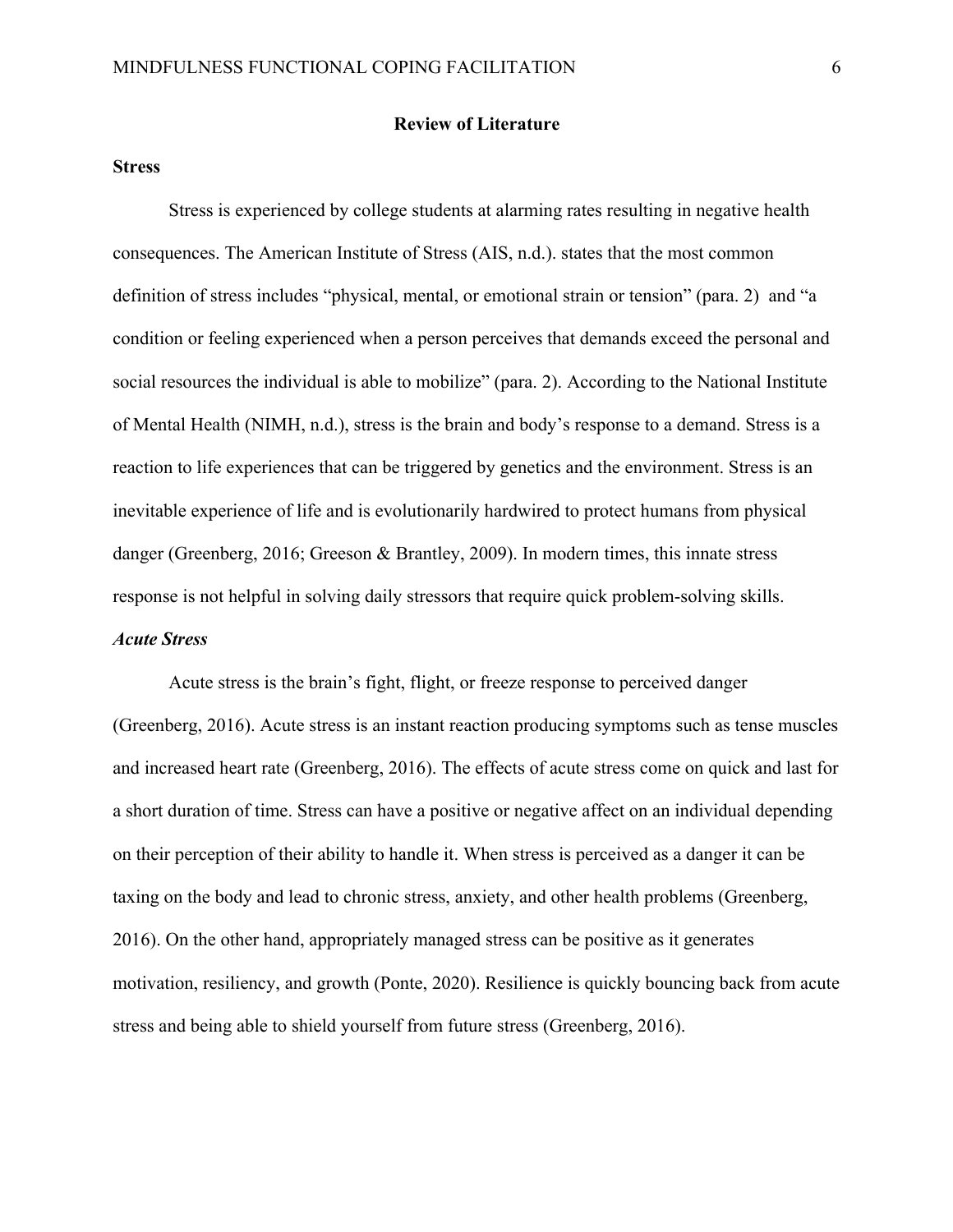## Review of Literature

### Stress

Stress is experienced by college students at alarming rates resulting in negative health consequences. The American Institute of Stress (AIS, n.d.). states that the most common definition of stress includes "physical, mental, or emotional strain or tension" (para. 2) and "a condition or feeling experienced when a person perceives that demands exceed the personal and social resources the individual is able to mobilize" (para. 2). According to the National Institute of Mental Health (NIMH, n.d.), stress is the brain and body's response to a demand. Stress is a reaction to life experiences that can be triggered by genetics and the environment. Stress is an inevitable experience of life and is evolutionarily hardwired to protect humans from physical danger (Greenberg, 2016; Greeson & Brantley, 2009). In modern times, this innate stress response is not helpful in solving daily stressors that require quick problem-solving skills.

#### *Acute Stress*

Acute stress is the brain's fight, flight, or freeze response to perceived danger (Greenberg, 2016). Acute stress is an instant reaction producing symptoms such as tense muscles and increased heart rate (Greenberg, 2016). The effects of acute stress come on quick and last for a short duration of time. Stress can have a positive or negative affect on an individual depending on their perception of their ability to handle it. When stress is perceived as a danger it can be taxing on the body and lead to chronic stress, anxiety, and other health problems (Greenberg, 2016). On the other hand, appropriately managed stress can be positive as it generates motivation, resiliency, and growth (Ponte, 2020). Resilience is quickly bouncing back from acute stress and being able to shield yourself from future stress (Greenberg, 2016).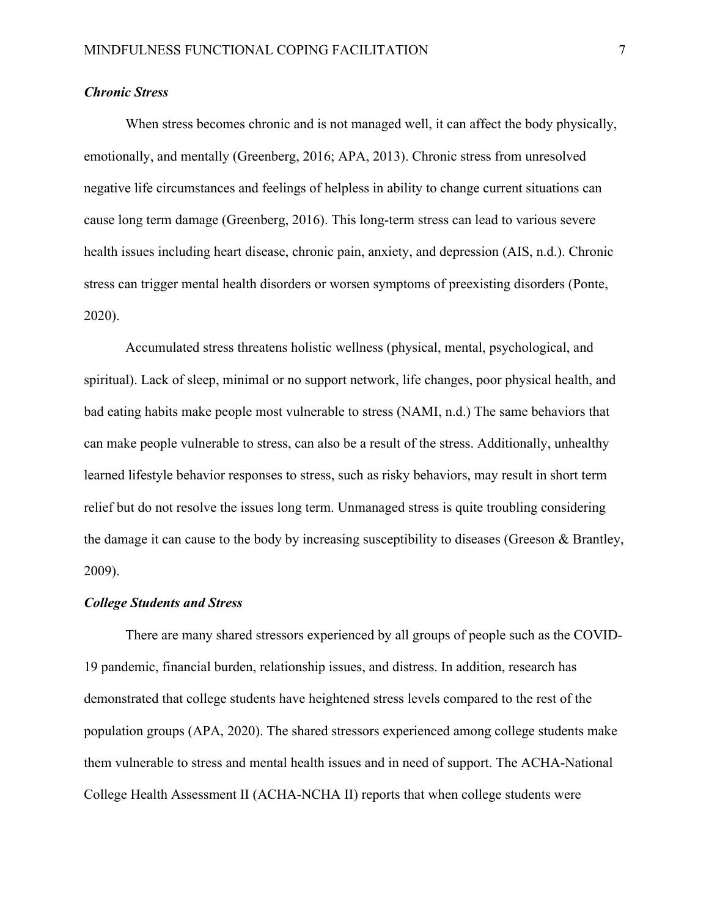### *Chronic Stress*

When stress becomes chronic and is not managed well, it can affect the body physically, emotionally, and mentally (Greenberg, 2016; APA, 2013). Chronic stress from unresolved negative life circumstances and feelings of helpless in ability to change current situations can cause long term damage (Greenberg, 2016). This long-term stress can lead to various severe health issues including heart disease, chronic pain, anxiety, and depression (AIS, n.d.). Chronic stress can trigger mental health disorders or worsen symptoms of preexisting disorders (Ponte, 2020).

Accumulated stress threatens holistic wellness (physical, mental, psychological, and spiritual). Lack of sleep, minimal or no support network, life changes, poor physical health, and bad eating habits make people most vulnerable to stress (NAMI, n.d.) The same behaviors that can make people vulnerable to stress, can also be a result of the stress. Additionally, unhealthy learned lifestyle behavior responses to stress, such as risky behaviors, may result in short term relief but do not resolve the issues long term. Unmanaged stress is quite troubling considering the damage it can cause to the body by increasing susceptibility to diseases (Greeson & Brantley, 2009).

### *College Students and Stress*

There are many shared stressors experienced by all groups of people such as the COVID-19 pandemic, financial burden, relationship issues, and distress. In addition, research has demonstrated that college students have heightened stress levels compared to the rest of the population groups (APA, 2020). The shared stressors experienced among college students make them vulnerable to stress and mental health issues and in need of support. The ACHA-National College Health Assessment II (ACHA-NCHA II) reports that when college students were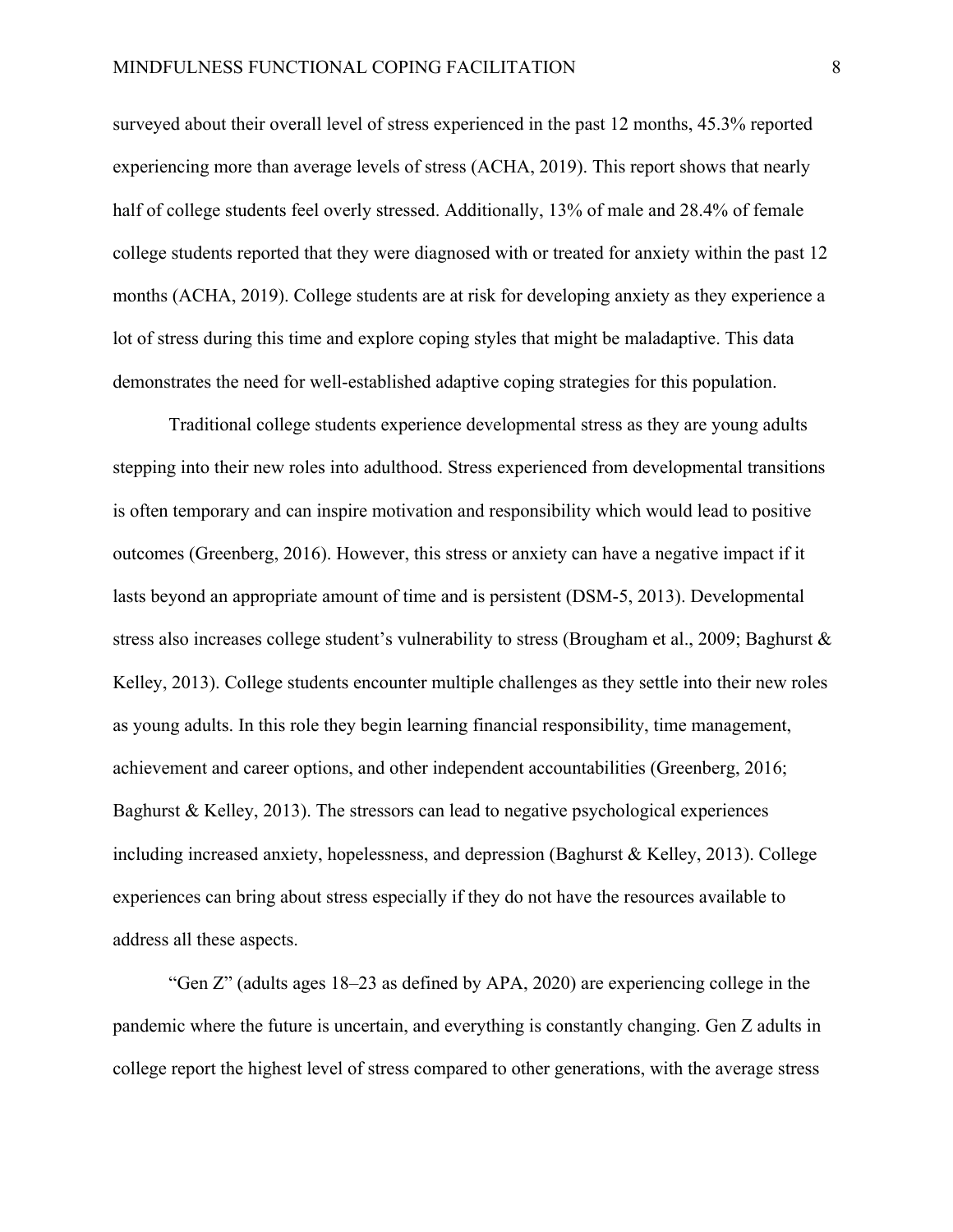surveyed about their overall level of stress experienced in the past 12 months, 45.3% reported experiencing more than average levels of stress (ACHA, 2019). This report shows that nearly half of college students feel overly stressed. Additionally, 13% of male and 28.4% of female college students reported that they were diagnosed with or treated for anxiety within the past 12 months (ACHA, 2019). College students are at risk for developing anxiety as they experience a lot of stress during this time and explore coping styles that might be maladaptive. This data demonstrates the need for well-established adaptive coping strategies for this population.

Traditional college students experience developmental stress as they are young adults stepping into their new roles into adulthood. Stress experienced from developmental transitions is often temporary and can inspire motivation and responsibility which would lead to positive outcomes (Greenberg, 2016). However, this stress or anxiety can have a negative impact if it lasts beyond an appropriate amount of time and is persistent (DSM-5, 2013). Developmental stress also increases college student's vulnerability to stress (Brougham et al., 2009; Baghurst & Kelley, 2013). College students encounter multiple challenges as they settle into their new roles as young adults. In this role they begin learning financial responsibility, time management, achievement and career options, and other independent accountabilities (Greenberg, 2016; Baghurst & Kelley, 2013). The stressors can lead to negative psychological experiences including increased anxiety, hopelessness, and depression (Baghurst & Kelley, 2013). College experiences can bring about stress especially if they do not have the resources available to address all these aspects.

"Gen Z" (adults ages 18–23 as defined by APA, 2020) are experiencing college in the pandemic where the future is uncertain, and everything is constantly changing. Gen Z adults in college report the highest level of stress compared to other generations, with the average stress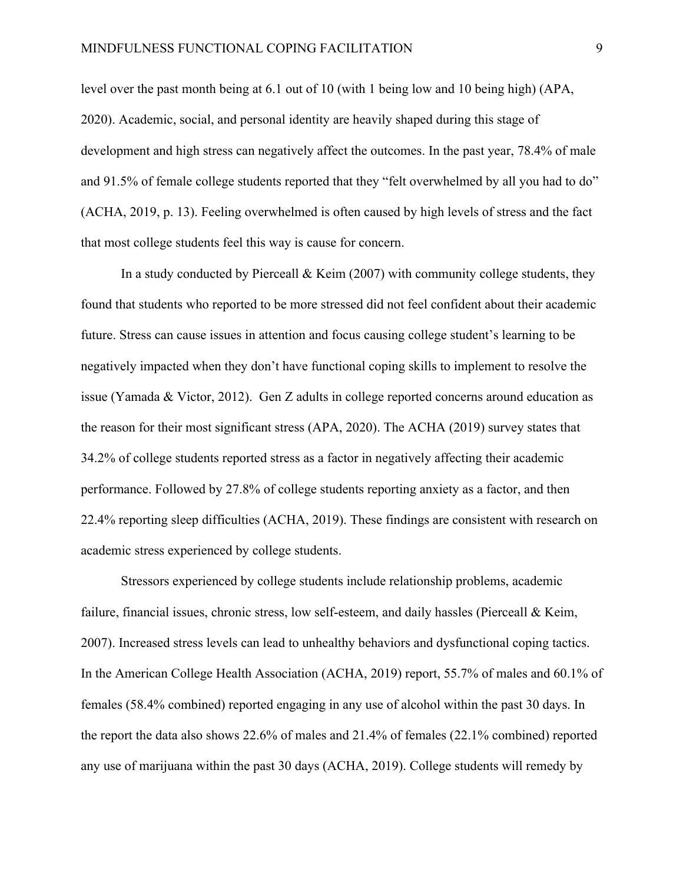level over the past month being at 6.1 out of 10 (with 1 being low and 10 being high) (APA, 2020). Academic, social, and personal identity are heavily shaped during this stage of development and high stress can negatively affect the outcomes. In the past year, 78.4% of male and 91.5% of female college students reported that they "felt overwhelmed by all you had to do" (ACHA, 2019, p. 13). Feeling overwhelmed is often caused by high levels of stress and the fact that most college students feel this way is cause for concern.

In a study conducted by Pierceall & Keim (2007) with community college students, they found that students who reported to be more stressed did not feel confident about their academic future. Stress can cause issues in attention and focus causing college student's learning to be negatively impacted when they don't have functional coping skills to implement to resolve the issue (Yamada & Victor, 2012). Gen Z adults in college reported concerns around education as the reason for their most significant stress (APA, 2020). The ACHA (2019) survey states that 34.2% of college students reported stress as a factor in negatively affecting their academic performance. Followed by 27.8% of college students reporting anxiety as a factor, and then 22.4% reporting sleep difficulties (ACHA, 2019). These findings are consistent with research on academic stress experienced by college students.

Stressors experienced by college students include relationship problems, academic failure, financial issues, chronic stress, low self-esteem, and daily hassles (Pierceall & Keim, 2007). Increased stress levels can lead to unhealthy behaviors and dysfunctional coping tactics. In the American College Health Association (ACHA, 2019) report, 55.7% of males and 60.1% of females (58.4% combined) reported engaging in any use of alcohol within the past 30 days. In the report the data also shows 22.6% of males and 21.4% of females (22.1% combined) reported any use of marijuana within the past 30 days (ACHA, 2019). College students will remedy by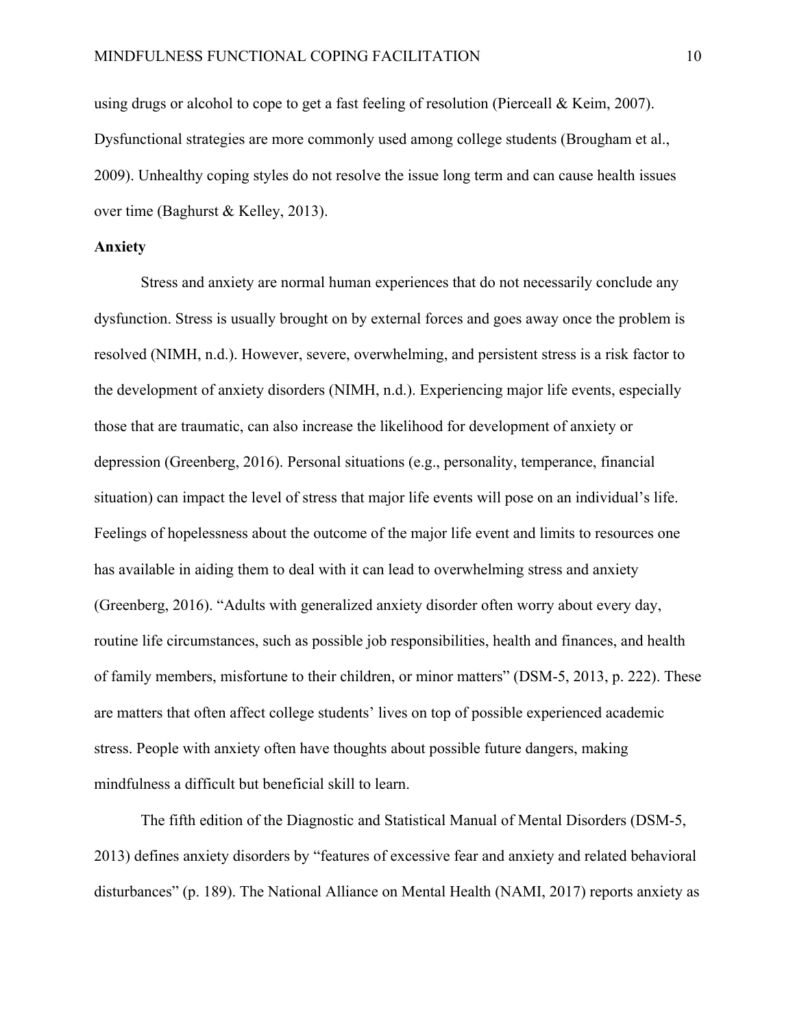using drugs or alcohol to cope to get a fast feeling of resolution (Pierceall & Keim, 2007). Dysfunctional strategies are more commonly used among college students (Brougham et al., 2009). Unhealthy coping styles do not resolve the issue long term and can cause health issues over time (Baghurst & Kelley, 2013).

**Anxiety**

Stress and anxiety are normal human experiences that do not necessarily conclude any dysfunction. Stress is usually brought on by external forces and goes away once the problem is resolved (NIMH, n.d.). However, severe, overwhelming, and persistent stress is a risk factor to the development of anxiety disorders (NIMH, n.d.). Experiencing major life events, especially those that are traumatic, can also increase the likelihood for development of anxiety or depression (Greenberg, 2016). Personal situations (e.g., personality, temperance, financial situation) can impact the level of stress that major life events will pose on an individual's life. Feelings of hopelessness about the outcome of the major life event and limits to resources one has available in aiding them to deal with it can lead to overwhelming stress and anxiety (Greenberg, 2016). "Adults with generalized anxiety disorder often worry about every day, routine life circumstances, such as possible job responsibilities, health and finances, and health of family members, misfortune to their children, or minor matters" (DSM-5, 2013, p. 222). These are matters that often affect college students' lives on top of possible experienced academic stress. People with anxiety often have thoughts about possible future dangers, making mindfulness a difficult but beneficial skill to learn.

The fifth edition of the Diagnostic and Statistical Manual of Mental Disorders (DSM-5, 2013) defines anxiety disorders by "features of excessive fear and anxiety and related behavioral disturbances" (p. 189). The National Alliance on Mental Health (NAMI, 2017) reports anxiety as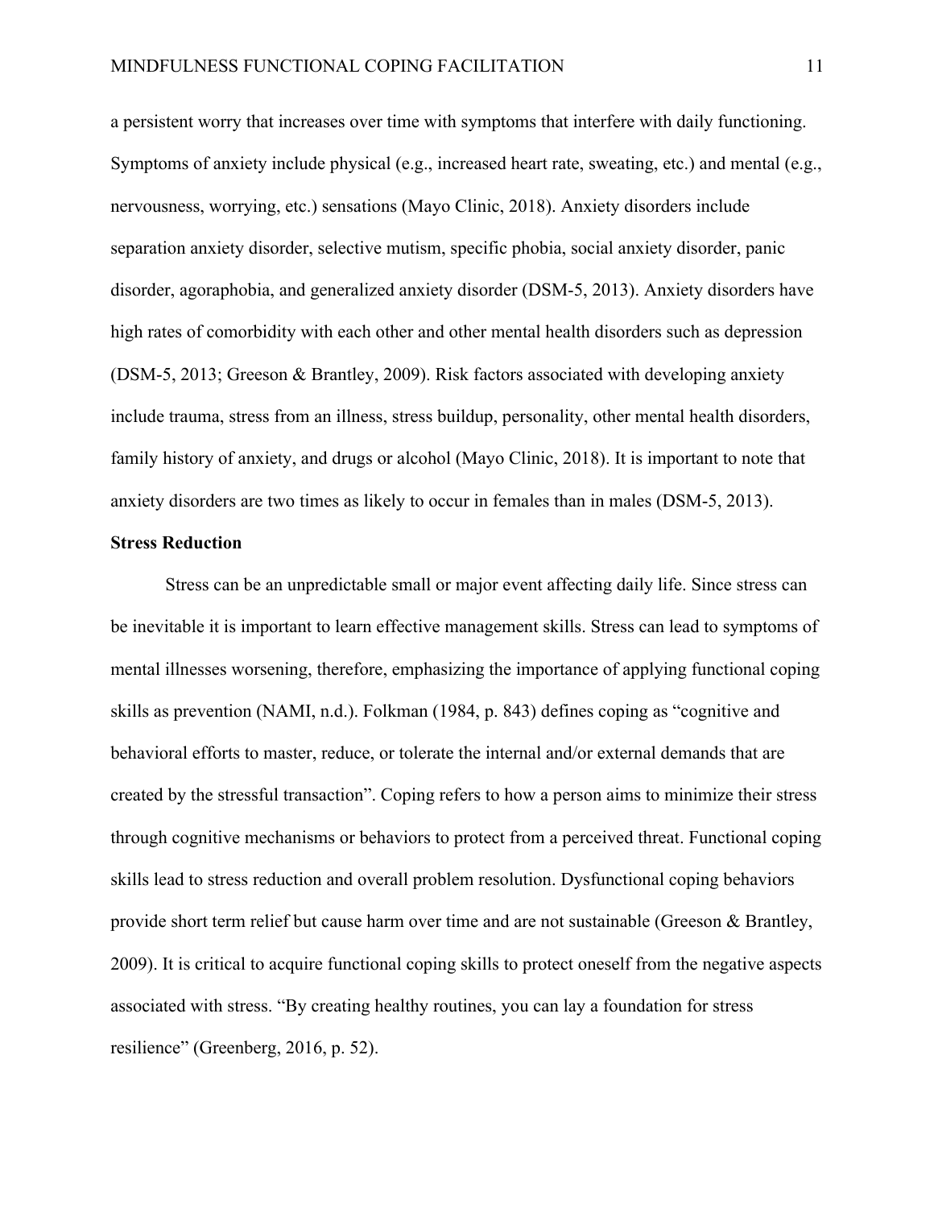a persistent worry that increases over time with symptoms that interfere with daily functioning. Symptoms of anxiety include physical (e.g., increased heart rate, sweating, etc.) and mental (e.g., nervousness, worrying, etc.) sensations (Mayo Clinic, 2018). Anxiety disorders include separation anxiety disorder, selective mutism, specific phobia, social anxiety disorder, panic disorder, agoraphobia, and generalized anxiety disorder (DSM-5, 2013). Anxiety disorders have high rates of comorbidity with each other and other mental health disorders such as depression (DSM-5, 2013; Greeson & Brantley, 2009). Risk factors associated with developing anxiety include trauma, stress from an illness, stress buildup, personality, other mental health disorders, family history of anxiety, and drugs or alcohol (Mayo Clinic, 2018). It is important to note that anxiety disorders are two times as likely to occur in females than in males (DSM-5, 2013).

**Stress Reduction**

Stress can be an unpredictable small or major event affecting daily life. Since stress can be inevitable it is important to learn effective management skills. Stress can lead to symptoms of mental illnesses worsening, therefore, emphasizing the importance of applying functional coping skills as prevention (NAMI, n.d.). Folkman (1984, p. 843) defines coping as "cognitive and behavioral efforts to master, reduce, or tolerate the internal and/or external demands that are created by the stressful transaction". Coping refers to how a person aims to minimize their stress through cognitive mechanisms or behaviors to protect from a perceived threat. Functional coping skills lead to stress reduction and overall problem resolution. Dysfunctional coping behaviors provide short term relief but cause harm over time and are not sustainable (Greeson & Brantley, 2009). It is critical to acquire functional coping skills to protect oneself from the negative aspects associated with stress. "By creating healthy routines, you can lay a foundation for stress resilience" (Greenberg, 2016, p. 52).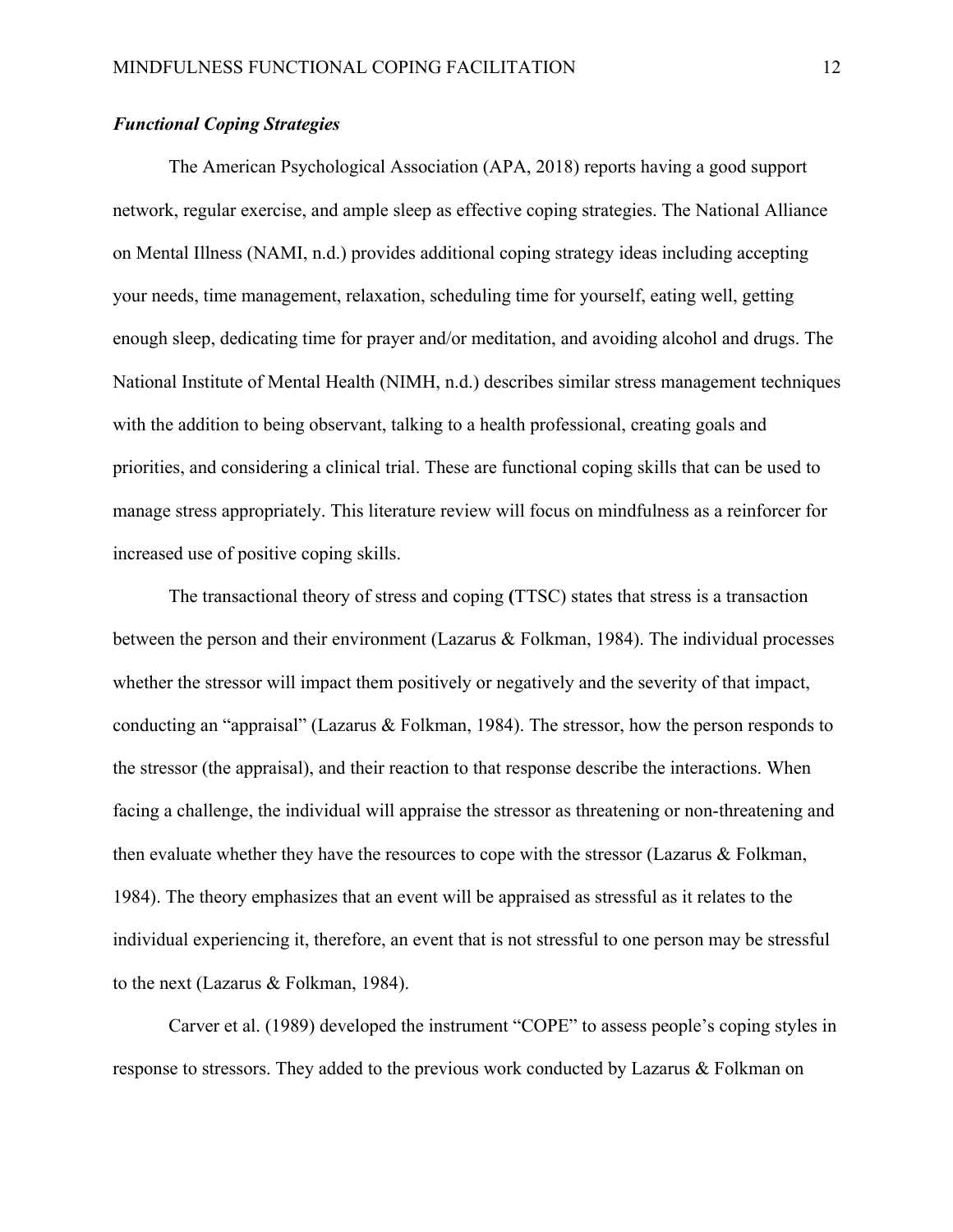### *Functional Coping Strategies*

The American Psychological Association (APA, 2018) reports having a good support network, regular exercise, and ample sleep as effective coping strategies. The National Alliance on Mental Illness (NAMI, n.d.) provides additional coping strategy ideas including accepting your needs, time management, relaxation, scheduling time for yourself, eating well, getting enough sleep, dedicating time for prayer and/or meditation, and avoiding alcohol and drugs. The National Institute of Mental Health (NIMH, n.d.) describes similar stress management techniques with the addition to being observant, talking to a health professional, creating goals and priorities, and considering a clinical trial. These are functional coping skills that can be used to manage stress appropriately. This literature review will focus on mindfulness as a reinforcer for increased use of positive coping skills.

The transactional theory of stress and coping **(**TTSC) states that stress is a transaction between the person and their environment (Lazarus & Folkman, 1984). The individual processes whether the stressor will impact them positively or negatively and the severity of that impact, conducting an "appraisal" (Lazarus & Folkman, 1984). The stressor, how the person responds to the stressor (the appraisal), and their reaction to that response describe the interactions. When facing a challenge, the individual will appraise the stressor as threatening or non-threatening and then evaluate whether they have the resources to cope with the stressor (Lazarus & Folkman, 1984). The theory emphasizes that an event will be appraised as stressful as it relates to the individual experiencing it, therefore, an event that is not stressful to one person may be stressful to the next (Lazarus & Folkman, 1984).

Carver et al. (1989) developed the instrument "COPE" to assess people's coping styles in response to stressors. They added to the previous work conducted by Lazarus & Folkman on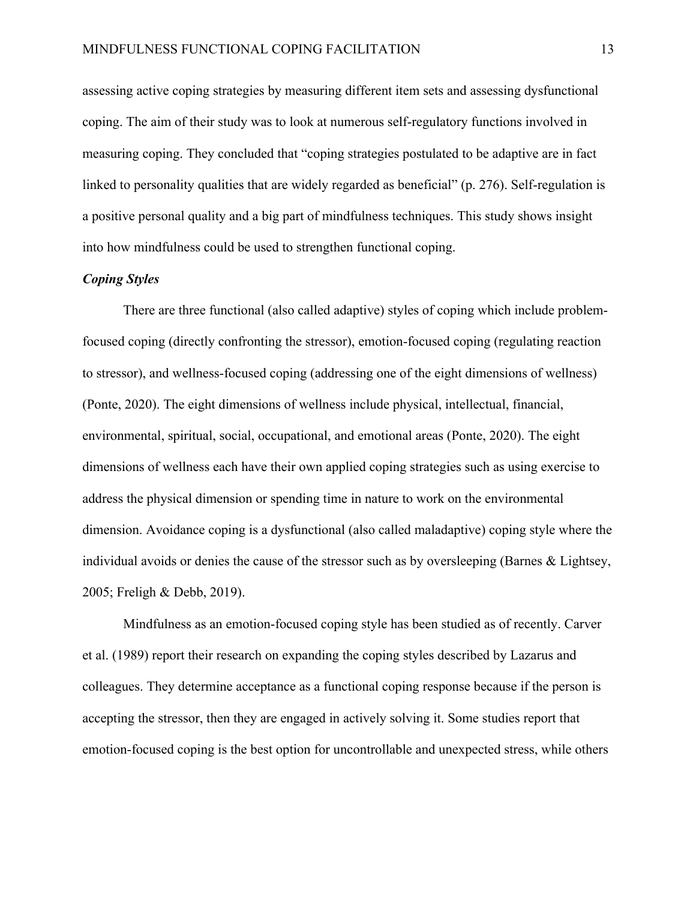assessing active coping strategies by measuring different item sets and assessing dysfunctional coping. The aim of their study was to look at numerous self-regulatory functions involved in measuring coping. They concluded that "coping strategies postulated to be adaptive are in fact linked to personality qualities that are widely regarded as beneficial" (p. 276). Self-regulation is a positive personal quality and a big part of mindfulness techniques. This study shows insight into how mindfulness could be used to strengthen functional coping.

### *Coping Styles*

There are three functional (also called adaptive) styles of coping which include problem-focused coping (directly confronting the stressor), emotion-focused coping (regulating reaction to stressor), and wellness-focused coping (addressing one of the eight dimensions of wellness) (Ponte, 2020). The eight dimensions of wellness include physical, intellectual, financial, environmental, spiritual, social, occupational, and emotional areas (Ponte, 2020). The eight dimensions of wellness each have their own applied coping strategies such as using exercise to address the physical dimension or spending time in nature to work on the environmental dimension. Avoidance coping is a dysfunctional (also called maladaptive) coping style where the individual avoids or denies the cause of the stressor such as by oversleeping (Barnes & Lightsey, 2005; Freligh & Debb, 2019).

Mindfulness as an emotion-focused coping style has been studied as of recently. Carver et al. (1989) report their research on expanding the coping styles described by Lazarus and colleagues. They determine acceptance as a functional coping response because if the person is accepting the stressor, then they are engaged in actively solving it. Some studies report that emotion-focused coping is the best option for uncontrollable and unexpected stress, while others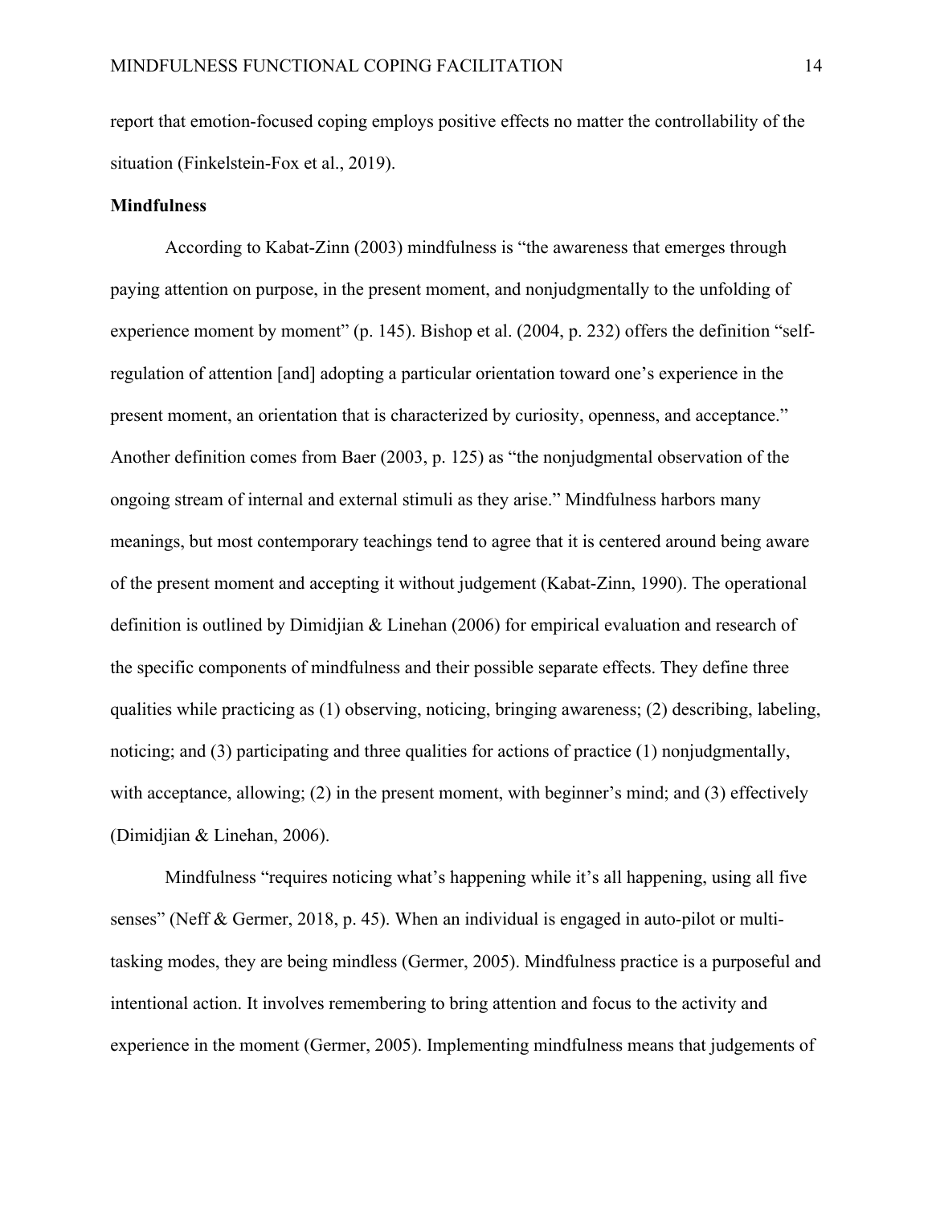report that emotion-focused coping employs positive effects no matter the controllability of the situation (Finkelstein-Fox et al., 2019).

## Mindfulness

According to Kabat-Zinn (2003) mindfulness is "the awareness that emerges through paying attention on purpose, in the present moment, and nonjudgmentally to the unfolding of experience moment by moment" (p. 145). Bishop et al. (2004, p. 232) offers the definition "self-regulation of attention [and] adopting a particular orientation toward one's experience in the present moment, an orientation that is characterized by curiosity, openness, and acceptance." Another definition comes from Baer (2003, p. 125) as "the nonjudgmental observation of the ongoing stream of internal and external stimuli as they arise." Mindfulness harbors many meanings, but most contemporary teachings tend to agree that it is centered around being aware of the present moment and accepting it without judgement (Kabat-Zinn, 1990). The operational definition is outlined by Dimidjian & Linehan (2006) for empirical evaluation and research of the specific components of mindfulness and their possible separate effects. They define three qualities while practicing as (1) observing, noticing, bringing awareness; (2) describing, labeling, noticing; and (3) participating and three qualities for actions of practice (1) nonjudgmentally, with acceptance, allowing; (2) in the present moment, with beginner's mind; and (3) effectively (Dimidjian & Linehan, 2006).

Mindfulness "requires noticing what's happening while it's all happening, using all five senses" (Neff & Germer, 2018, p. 45). When an individual is engaged in auto-pilot or multi-tasking modes, they are being mindless (Germer, 2005). Mindfulness practice is a purposeful and intentional action. It involves remembering to bring attention and focus to the activity and experience in the moment (Germer, 2005). Implementing mindfulness means that judgements of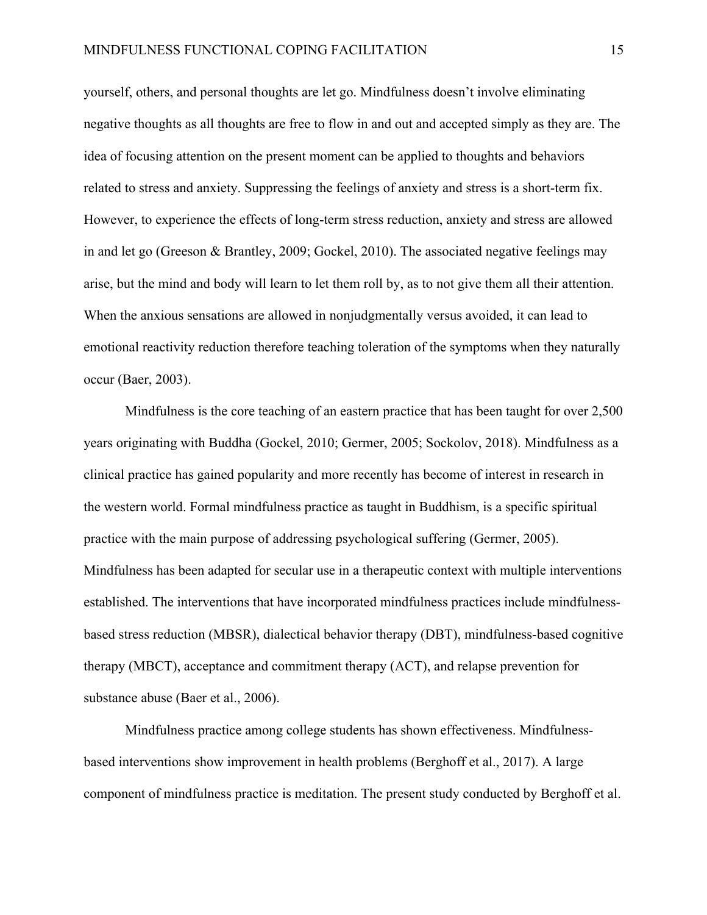yourself, others, and personal thoughts are let go. Mindfulness doesn't involve eliminating negative thoughts as all thoughts are free to flow in and out and accepted simply as they are. The idea of focusing attention on the present moment can be applied to thoughts and behaviors related to stress and anxiety. Suppressing the feelings of anxiety and stress is a short-term fix. However, to experience the effects of long-term stress reduction, anxiety and stress are allowed in and let go (Greeson & Brantley, 2009; Gockel, 2010). The associated negative feelings may arise, but the mind and body will learn to let them roll by, as to not give them all their attention. When the anxious sensations are allowed in nonjudgmentally versus avoided, it can lead to emotional reactivity reduction therefore teaching toleration of the symptoms when they naturally occur (Baer, 2003).

Mindfulness is the core teaching of an eastern practice that has been taught for over 2,500 years originating with Buddha (Gockel, 2010; Germer, 2005; Sockolov, 2018). Mindfulness as a clinical practice has gained popularity and more recently has become of interest in research in the western world. Formal mindfulness practice as taught in Buddhism, is a specific spiritual practice with the main purpose of addressing psychological suffering (Germer, 2005). Mindfulness has been adapted for secular use in a therapeutic context with multiple interventions established. The interventions that have incorporated mindfulness practices include mindfulness-based stress reduction (MBSR), dialectical behavior therapy (DBT), mindfulness-based cognitive therapy (MBCT), acceptance and commitment therapy (ACT), and relapse prevention for substance abuse (Baer et al., 2006).

Mindfulness practice among college students has shown effectiveness. Mindfulness-based interventions show improvement in health problems (Berghoff et al., 2017). A large component of mindfulness practice is meditation. The present study conducted by Berghoff et al.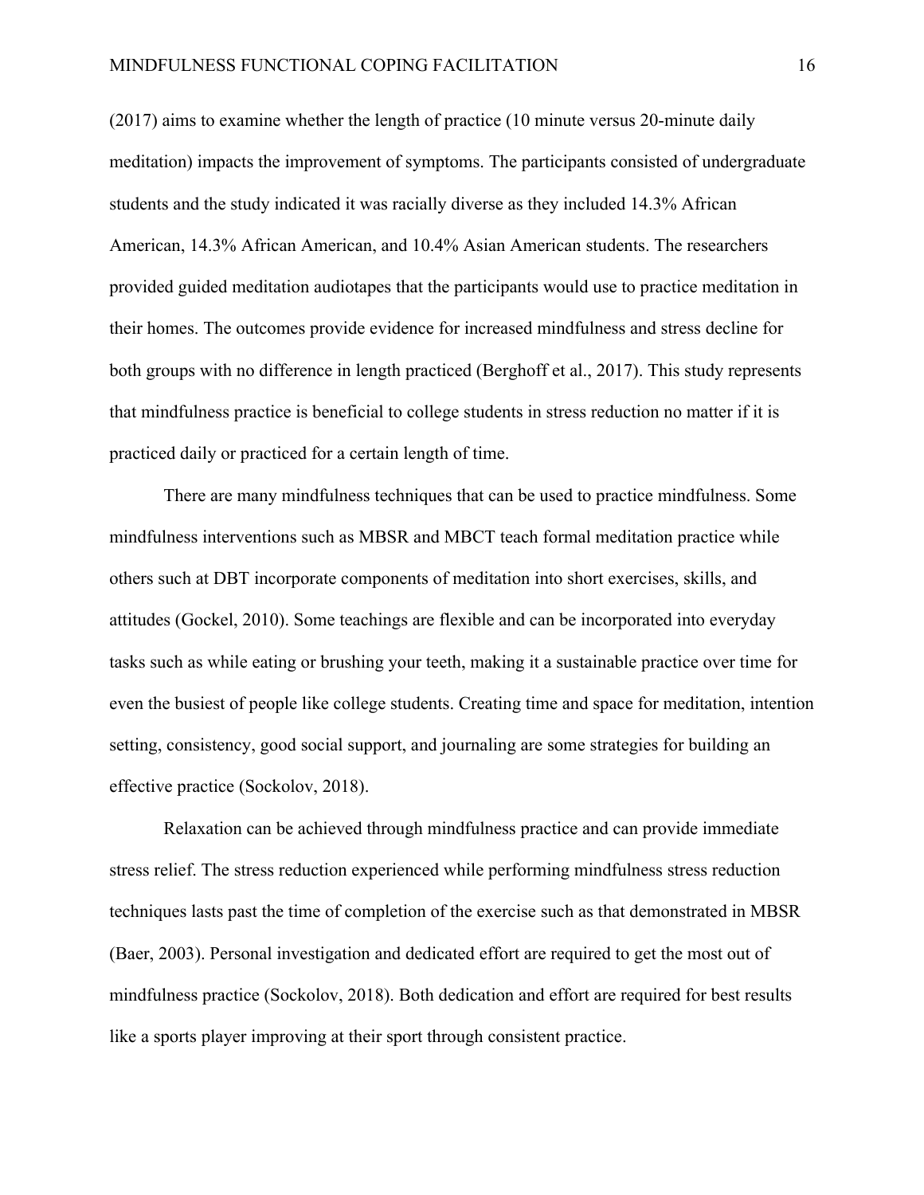(2017) aims to examine whether the length of practice (10 minute versus 20-minute daily meditation) impacts the improvement of symptoms. The participants consisted of undergraduate students and the study indicated it was racially diverse as they included 14.3% African American, 14.3% African American, and 10.4% Asian American students. The researchers provided guided meditation audiotapes that the participants would use to practice meditation in their homes. The outcomes provide evidence for increased mindfulness and stress decline for both groups with no difference in length practiced (Berghoff et al., 2017). This study represents that mindfulness practice is beneficial to college students in stress reduction no matter if it is practiced daily or practiced for a certain length of time.

There are many mindfulness techniques that can be used to practice mindfulness. Some mindfulness interventions such as MBSR and MBCT teach formal meditation practice while others such at DBT incorporate components of meditation into short exercises, skills, and attitudes (Gockel, 2010). Some teachings are flexible and can be incorporated into everyday tasks such as while eating or brushing your teeth, making it a sustainable practice over time for even the busiest of people like college students. Creating time and space for meditation, intention setting, consistency, good social support, and journaling are some strategies for building an effective practice (Sockolov, 2018).

Relaxation can be achieved through mindfulness practice and can provide immediate stress relief. The stress reduction experienced while performing mindfulness stress reduction techniques lasts past the time of completion of the exercise such as that demonstrated in MBSR (Baer, 2003). Personal investigation and dedicated effort are required to get the most out of mindfulness practice (Sockolov, 2018). Both dedication and effort are required for best results like a sports player improving at their sport through consistent practice.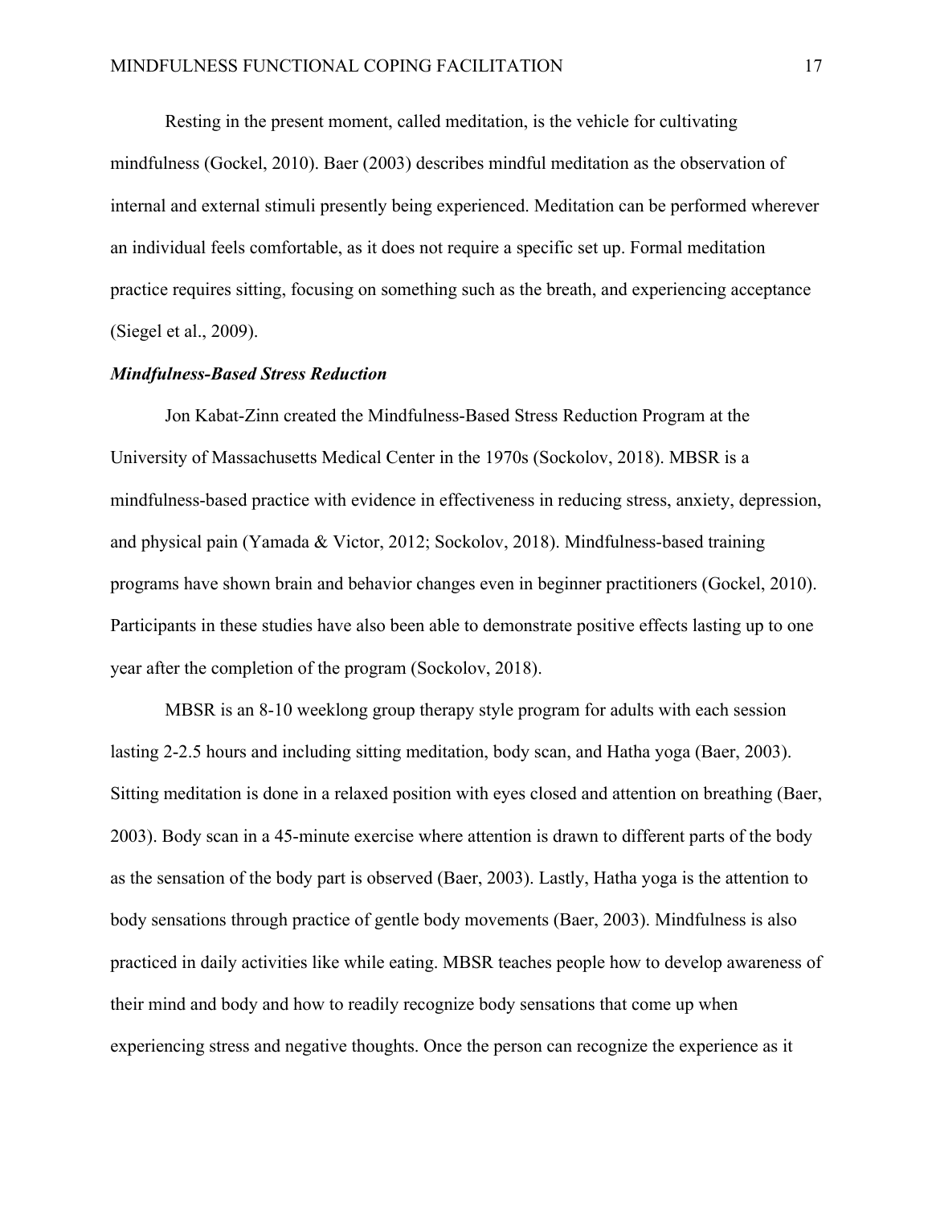Resting in the present moment, called meditation, is the vehicle for cultivating mindfulness (Gockel, 2010). Baer (2003) describes mindful meditation as the observation of internal and external stimuli presently being experienced. Meditation can be performed wherever an individual feels comfortable, as it does not require a specific set up. Formal meditation practice requires sitting, focusing on something such as the breath, and experiencing acceptance (Siegel et al., 2009).

### *Mindfulness-Based Stress Reduction*

Jon Kabat-Zinn created the Mindfulness-Based Stress Reduction Program at the University of Massachusetts Medical Center in the 1970s (Sockolov, 2018). MBSR is a mindfulness-based practice with evidence in effectiveness in reducing stress, anxiety, depression, and physical pain (Yamada & Victor, 2012; Sockolov, 2018). Mindfulness-based training programs have shown brain and behavior changes even in beginner practitioners (Gockel, 2010). Participants in these studies have also been able to demonstrate positive effects lasting up to one year after the completion of the program (Sockolov, 2018).

MBSR is an 8-10 weeklong group therapy style program for adults with each session lasting 2-2.5 hours and including sitting meditation, body scan, and Hatha yoga (Baer, 2003). Sitting meditation is done in a relaxed position with eyes closed and attention on breathing (Baer, 2003). Body scan in a 45-minute exercise where attention is drawn to different parts of the body as the sensation of the body part is observed (Baer, 2003). Lastly, Hatha yoga is the attention to body sensations through practice of gentle body movements (Baer, 2003). Mindfulness is also practiced in daily activities like while eating. MBSR teaches people how to develop awareness of their mind and body and how to readily recognize body sensations that come up when experiencing stress and negative thoughts. Once the person can recognize the experience as it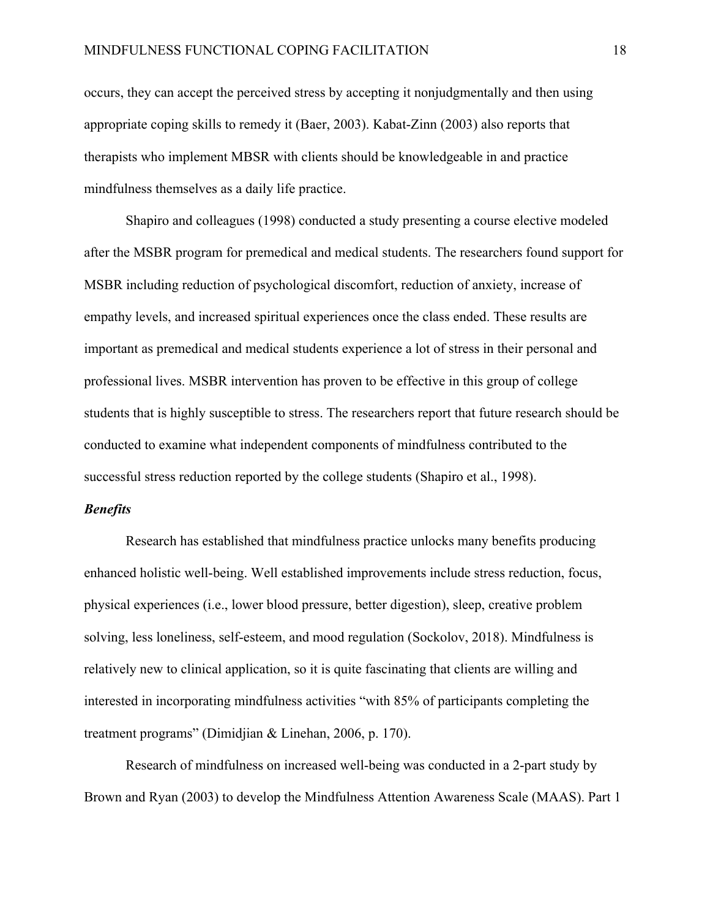occurs, they can accept the perceived stress by accepting it nonjudgmentally and then using appropriate coping skills to remedy it (Baer, 2003). Kabat-Zinn (2003) also reports that therapists who implement MBSR with clients should be knowledgeable in and practice mindfulness themselves as a daily life practice.

Shapiro and colleagues (1998) conducted a study presenting a course elective modeled after the MSBR program for premedical and medical students. The researchers found support for MSBR including reduction of psychological discomfort, reduction of anxiety, increase of empathy levels, and increased spiritual experiences once the class ended. These results are important as premedical and medical students experience a lot of stress in their personal and professional lives. MSBR intervention has proven to be effective in this group of college students that is highly susceptible to stress. The researchers report that future research should be conducted to examine what independent components of mindfulness contributed to the successful stress reduction reported by the college students (Shapiro et al., 1998).

***Benefits***

Research has established that mindfulness practice unlocks many benefits producing enhanced holistic well-being. Well established improvements include stress reduction, focus, physical experiences (i.e., lower blood pressure, better digestion), sleep, creative problem solving, less loneliness, self-esteem, and mood regulation (Sockolov, 2018). Mindfulness is relatively new to clinical application, so it is quite fascinating that clients are willing and interested in incorporating mindfulness activities "with 85% of participants completing the treatment programs" (Dimidjian & Linehan, 2006, p. 170).

Research of mindfulness on increased well-being was conducted in a 2-part study by Brown and Ryan (2003) to develop the Mindfulness Attention Awareness Scale (MAAS). Part 1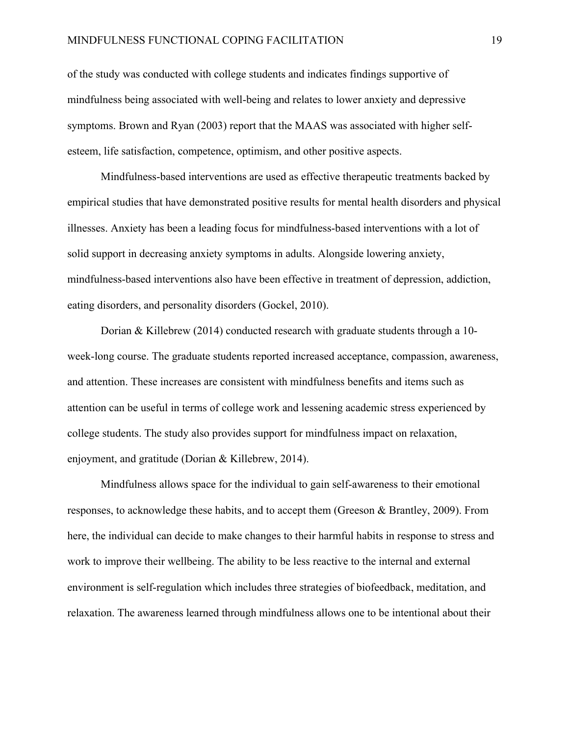of the study was conducted with college students and indicates findings supportive of mindfulness being associated with well-being and relates to lower anxiety and depressive symptoms. Brown and Ryan (2003) report that the MAAS was associated with higher self-esteem, life satisfaction, competence, optimism, and other positive aspects.

Mindfulness-based interventions are used as effective therapeutic treatments backed by empirical studies that have demonstrated positive results for mental health disorders and physical illnesses. Anxiety has been a leading focus for mindfulness-based interventions with a lot of solid support in decreasing anxiety symptoms in adults. Alongside lowering anxiety, mindfulness-based interventions also have been effective in treatment of depression, addiction, eating disorders, and personality disorders (Gockel, 2010).

Dorian & Killebrew (2014) conducted research with graduate students through a 10-week-long course. The graduate students reported increased acceptance, compassion, awareness, and attention. These increases are consistent with mindfulness benefits and items such as attention can be useful in terms of college work and lessening academic stress experienced by college students. The study also provides support for mindfulness impact on relaxation, enjoyment, and gratitude (Dorian & Killebrew, 2014).

Mindfulness allows space for the individual to gain self-awareness to their emotional responses, to acknowledge these habits, and to accept them (Greeson & Brantley, 2009). From here, the individual can decide to make changes to their harmful habits in response to stress and work to improve their wellbeing. The ability to be less reactive to the internal and external environment is self-regulation which includes three strategies of biofeedback, meditation, and relaxation. The awareness learned through mindfulness allows one to be intentional about their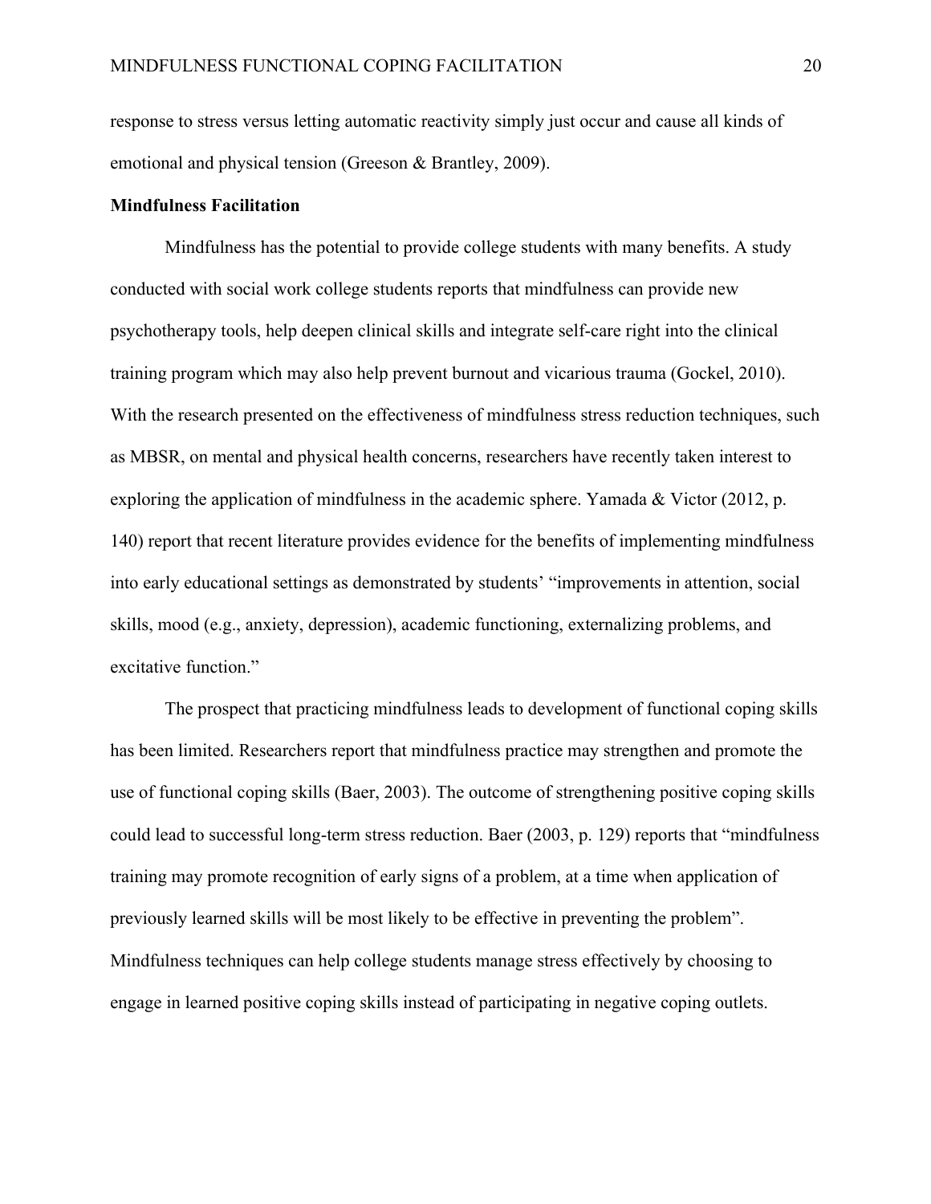response to stress versus letting automatic reactivity simply just occur and cause all kinds of emotional and physical tension (Greeson & Brantley, 2009).

**Mindfulness Facilitation**

Mindfulness has the potential to provide college students with many benefits. A study conducted with social work college students reports that mindfulness can provide new psychotherapy tools, help deepen clinical skills and integrate self-care right into the clinical training program which may also help prevent burnout and vicarious trauma (Gockel, 2010). With the research presented on the effectiveness of mindfulness stress reduction techniques, such as MBSR, on mental and physical health concerns, researchers have recently taken interest to exploring the application of mindfulness in the academic sphere. Yamada & Victor (2012, p. 140) report that recent literature provides evidence for the benefits of implementing mindfulness into early educational settings as demonstrated by students' "improvements in attention, social skills, mood (e.g., anxiety, depression), academic functioning, externalizing problems, and excitative function."

The prospect that practicing mindfulness leads to development of functional coping skills has been limited. Researchers report that mindfulness practice may strengthen and promote the use of functional coping skills (Baer, 2003). The outcome of strengthening positive coping skills could lead to successful long-term stress reduction. Baer (2003, p. 129) reports that "mindfulness training may promote recognition of early signs of a problem, at a time when application of previously learned skills will be most likely to be effective in preventing the problem". Mindfulness techniques can help college students manage stress effectively by choosing to engage in learned positive coping skills instead of participating in negative coping outlets.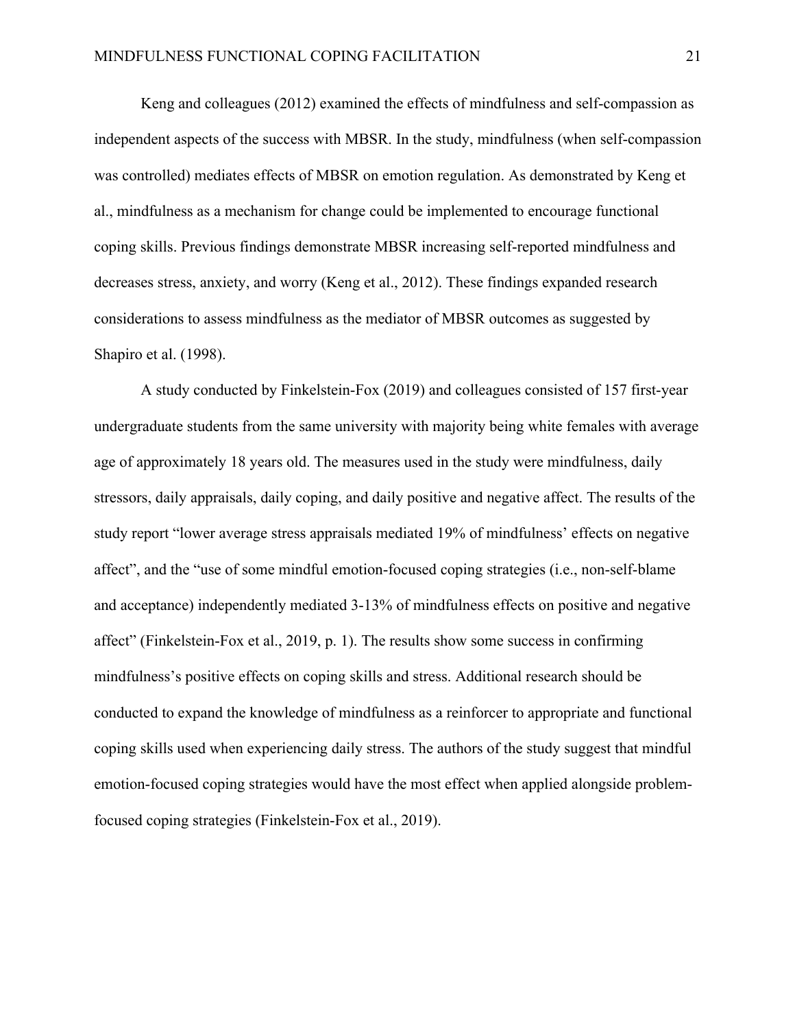Keng and colleagues (2012) examined the effects of mindfulness and self-compassion as independent aspects of the success with MBSR. In the study, mindfulness (when self-compassion was controlled) mediates effects of MBSR on emotion regulation. As demonstrated by Keng et al., mindfulness as a mechanism for change could be implemented to encourage functional coping skills. Previous findings demonstrate MBSR increasing self-reported mindfulness and decreases stress, anxiety, and worry (Keng et al., 2012). These findings expanded research considerations to assess mindfulness as the mediator of MBSR outcomes as suggested by Shapiro et al. (1998).

A study conducted by Finkelstein-Fox (2019) and colleagues consisted of 157 first-year undergraduate students from the same university with majority being white females with average age of approximately 18 years old. The measures used in the study were mindfulness, daily stressors, daily appraisals, daily coping, and daily positive and negative affect. The results of the study report "lower average stress appraisals mediated 19% of mindfulness' effects on negative affect", and the "use of some mindful emotion-focused coping strategies (i.e., non-self-blame and acceptance) independently mediated 3-13% of mindfulness effects on positive and negative affect" (Finkelstein-Fox et al., 2019, p. 1). The results show some success in confirming mindfulness's positive effects on coping skills and stress. Additional research should be conducted to expand the knowledge of mindfulness as a reinforcer to appropriate and functional coping skills used when experiencing daily stress. The authors of the study suggest that mindful emotion-focused coping strategies would have the most effect when applied alongside problem-focused coping strategies (Finkelstein-Fox et al., 2019).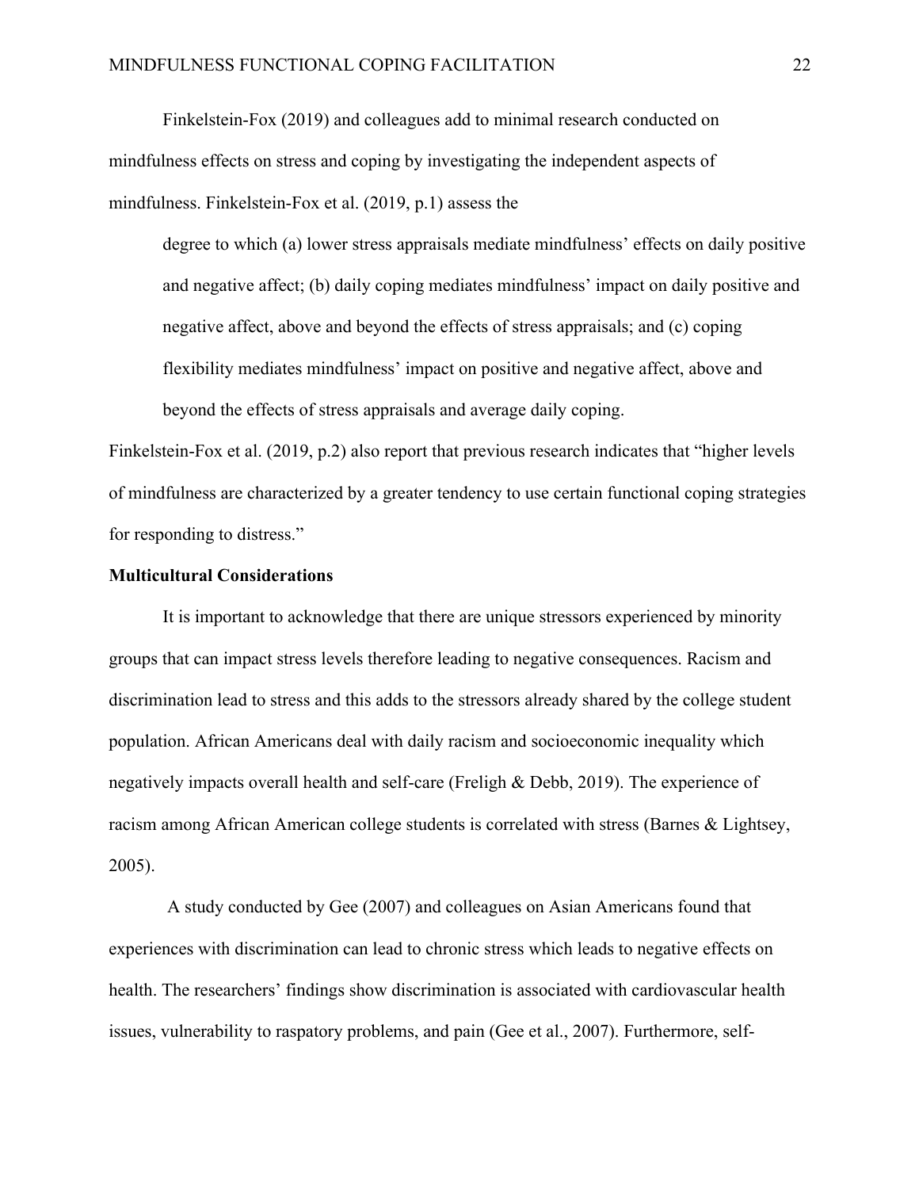Finkelstein-Fox (2019) and colleagues add to minimal research conducted on mindfulness effects on stress and coping by investigating the independent aspects of mindfulness. Finkelstein-Fox et al. (2019, p.1) assess the

> degree to which (a) lower stress appraisals mediate mindfulness' effects on daily positive and negative affect; (b) daily coping mediates mindfulness' impact on daily positive and negative affect, above and beyond the effects of stress appraisals; and (c) coping flexibility mediates mindfulness' impact on positive and negative affect, above and beyond the effects of stress appraisals and average daily coping.

Finkelstein-Fox et al. (2019, p.2) also report that previous research indicates that "higher levels of mindfulness are characterized by a greater tendency to use certain functional coping strategies for responding to distress."

**Multicultural Considerations**

It is important to acknowledge that there are unique stressors experienced by minority groups that can impact stress levels therefore leading to negative consequences. Racism and discrimination lead to stress and this adds to the stressors already shared by the college student population. African Americans deal with daily racism and socioeconomic inequality which negatively impacts overall health and self-care (Freligh & Debb, 2019). The experience of racism among African American college students is correlated with stress (Barnes & Lightsey, 2005).

A study conducted by Gee (2007) and colleagues on Asian Americans found that experiences with discrimination can lead to chronic stress which leads to negative effects on health. The researchers' findings show discrimination is associated with cardiovascular health issues, vulnerability to raspatory problems, and pain (Gee et al., 2007). Furthermore, self-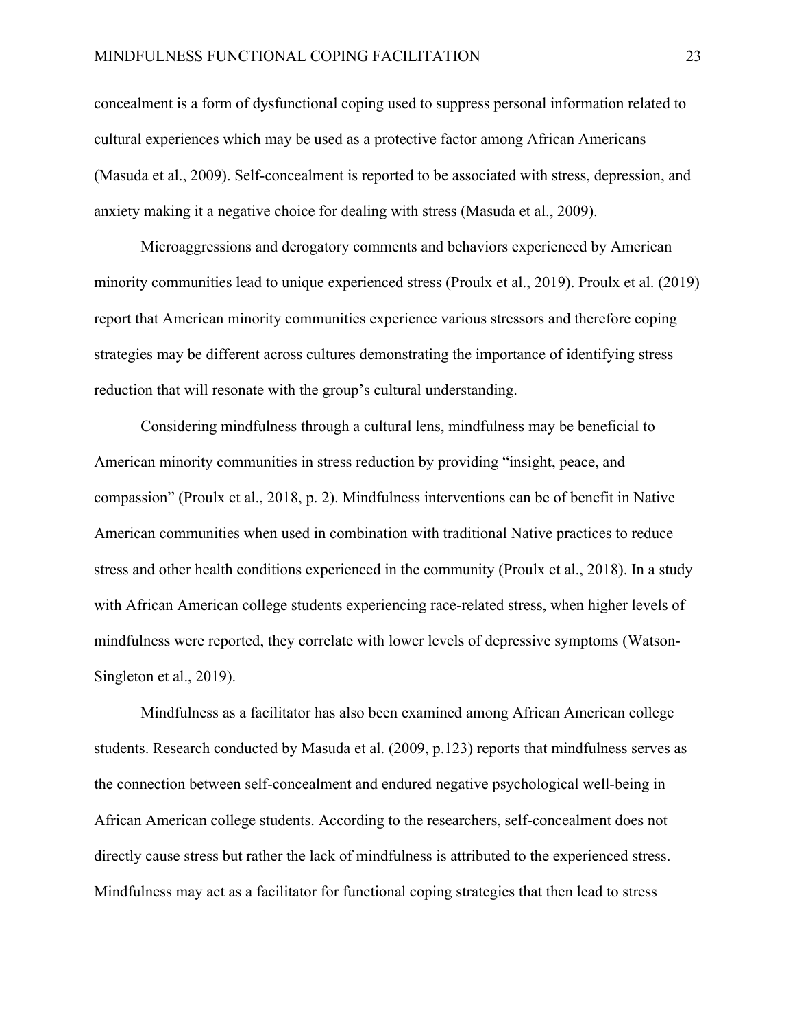concealment is a form of dysfunctional coping used to suppress personal information related to cultural experiences which may be used as a protective factor among African Americans (Masuda et al., 2009). Self-concealment is reported to be associated with stress, depression, and anxiety making it a negative choice for dealing with stress (Masuda et al., 2009).

Microaggressions and derogatory comments and behaviors experienced by American minority communities lead to unique experienced stress (Proulx et al., 2019). Proulx et al. (2019) report that American minority communities experience various stressors and therefore coping strategies may be different across cultures demonstrating the importance of identifying stress reduction that will resonate with the group's cultural understanding.

Considering mindfulness through a cultural lens, mindfulness may be beneficial to American minority communities in stress reduction by providing "insight, peace, and compassion" (Proulx et al., 2018, p. 2). Mindfulness interventions can be of benefit in Native American communities when used in combination with traditional Native practices to reduce stress and other health conditions experienced in the community (Proulx et al., 2018). In a study with African American college students experiencing race-related stress, when higher levels of mindfulness were reported, they correlate with lower levels of depressive symptoms (Watson-Singleton et al., 2019).

Mindfulness as a facilitator has also been examined among African American college students. Research conducted by Masuda et al. (2009, p.123) reports that mindfulness serves as the connection between self-concealment and endured negative psychological well-being in African American college students. According to the researchers, self-concealment does not directly cause stress but rather the lack of mindfulness is attributed to the experienced stress. Mindfulness may act as a facilitator for functional coping strategies that then lead to stress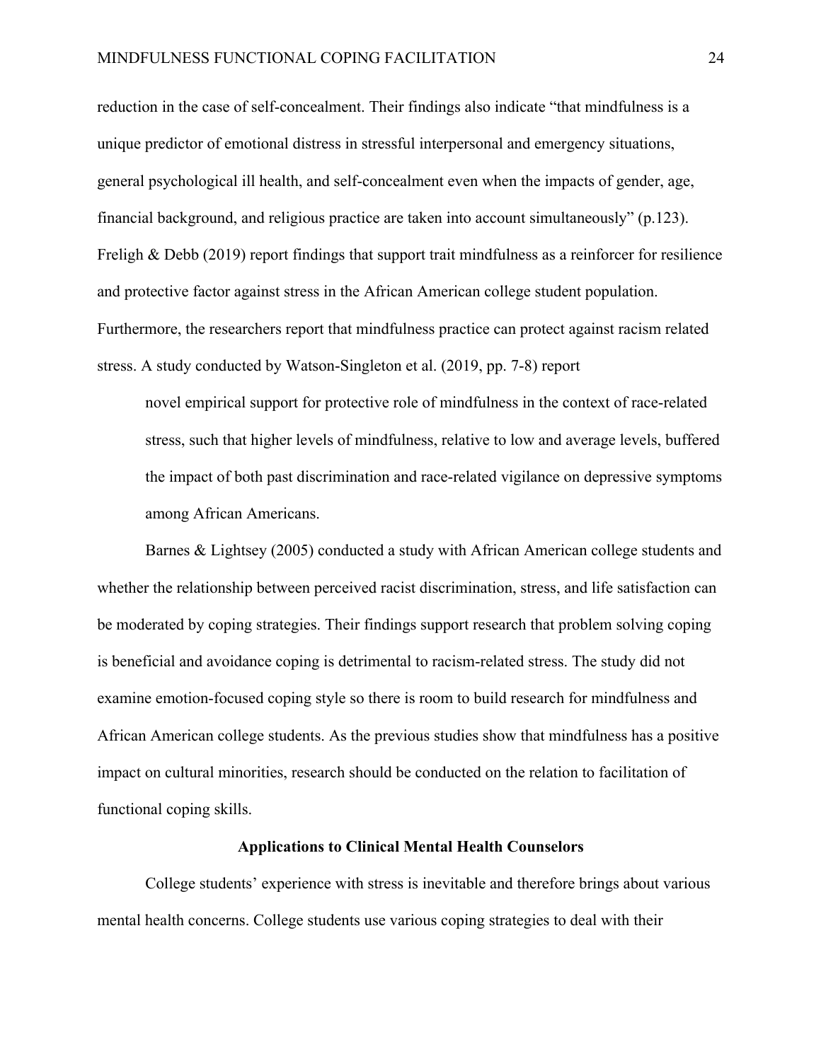reduction in the case of self-concealment. Their findings also indicate "that mindfulness is a unique predictor of emotional distress in stressful interpersonal and emergency situations, general psychological ill health, and self-concealment even when the impacts of gender, age, financial background, and religious practice are taken into account simultaneously" (p.123). Freligh & Debb (2019) report findings that support trait mindfulness as a reinforcer for resilience and protective factor against stress in the African American college student population. Furthermore, the researchers report that mindfulness practice can protect against racism related stress. A study conducted by Watson-Singleton et al. (2019, pp. 7-8) report

> novel empirical support for protective role of mindfulness in the context of race-related stress, such that higher levels of mindfulness, relative to low and average levels, buffered the impact of both past discrimination and race-related vigilance on depressive symptoms among African Americans.

Barnes & Lightsey (2005) conducted a study with African American college students and whether the relationship between perceived racist discrimination, stress, and life satisfaction can be moderated by coping strategies. Their findings support research that problem solving coping is beneficial and avoidance coping is detrimental to racism-related stress. The study did not examine emotion-focused coping style so there is room to build research for mindfulness and African American college students. As the previous studies show that mindfulness has a positive impact on cultural minorities, research should be conducted on the relation to facilitation of functional coping skills.

## Applications to Clinical Mental Health Counselors

College students' experience with stress is inevitable and therefore brings about various mental health concerns. College students use various coping strategies to deal with their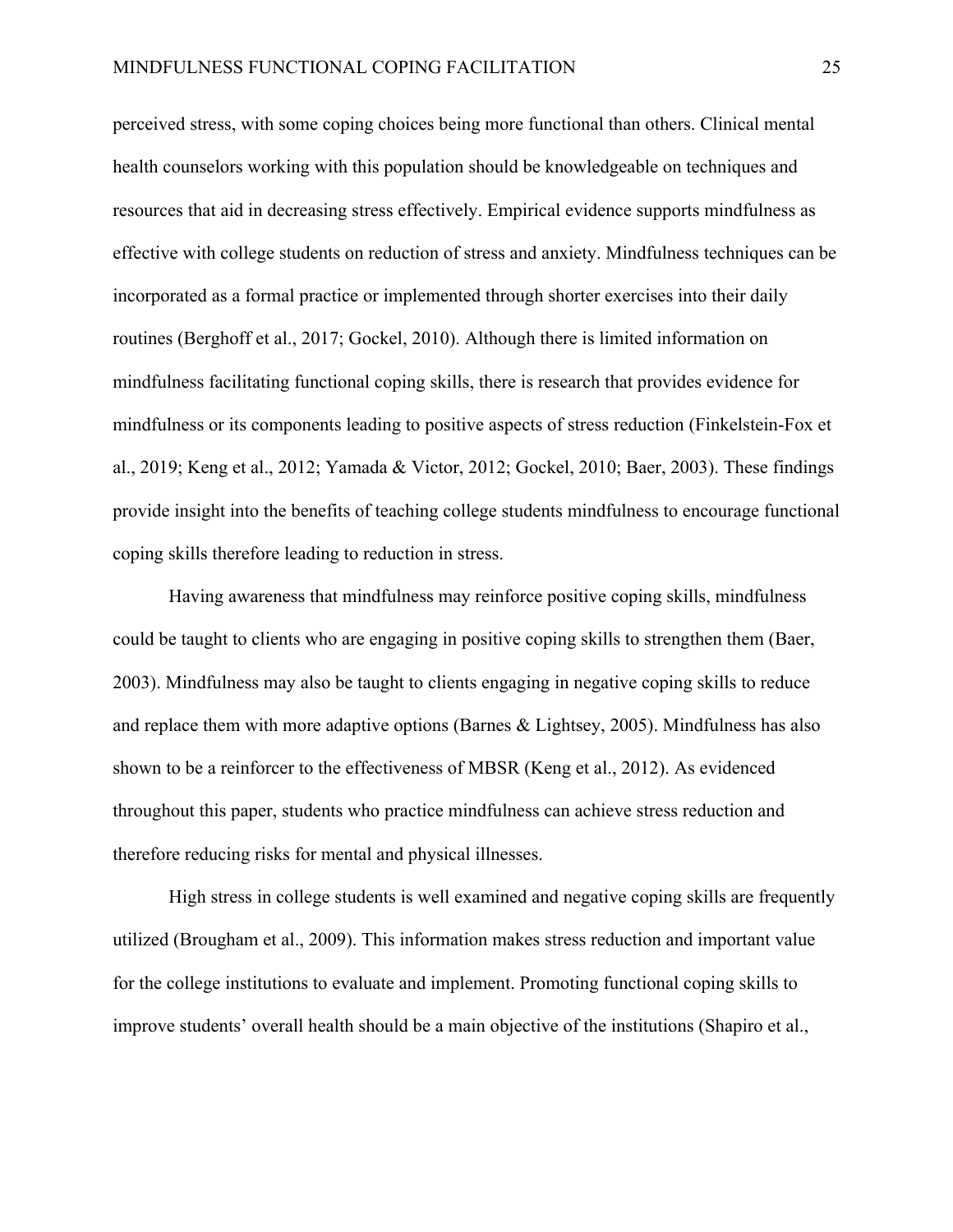perceived stress, with some coping choices being more functional than others. Clinical mental health counselors working with this population should be knowledgeable on techniques and resources that aid in decreasing stress effectively. Empirical evidence supports mindfulness as effective with college students on reduction of stress and anxiety. Mindfulness techniques can be incorporated as a formal practice or implemented through shorter exercises into their daily routines (Berghoff et al., 2017; Gockel, 2010). Although there is limited information on mindfulness facilitating functional coping skills, there is research that provides evidence for mindfulness or its components leading to positive aspects of stress reduction (Finkelstein-Fox et al., 2019; Keng et al., 2012; Yamada & Victor, 2012; Gockel, 2010; Baer, 2003). These findings provide insight into the benefits of teaching college students mindfulness to encourage functional coping skills therefore leading to reduction in stress.

Having awareness that mindfulness may reinforce positive coping skills, mindfulness could be taught to clients who are engaging in positive coping skills to strengthen them (Baer, 2003). Mindfulness may also be taught to clients engaging in negative coping skills to reduce and replace them with more adaptive options (Barnes & Lightsey, 2005). Mindfulness has also shown to be a reinforcer to the effectiveness of MBSR (Keng et al., 2012). As evidenced throughout this paper, students who practice mindfulness can achieve stress reduction and therefore reducing risks for mental and physical illnesses.

High stress in college students is well examined and negative coping skills are frequently utilized (Brougham et al., 2009). This information makes stress reduction and important value for the college institutions to evaluate and implement. Promoting functional coping skills to improve students' overall health should be a main objective of the institutions (Shapiro et al.,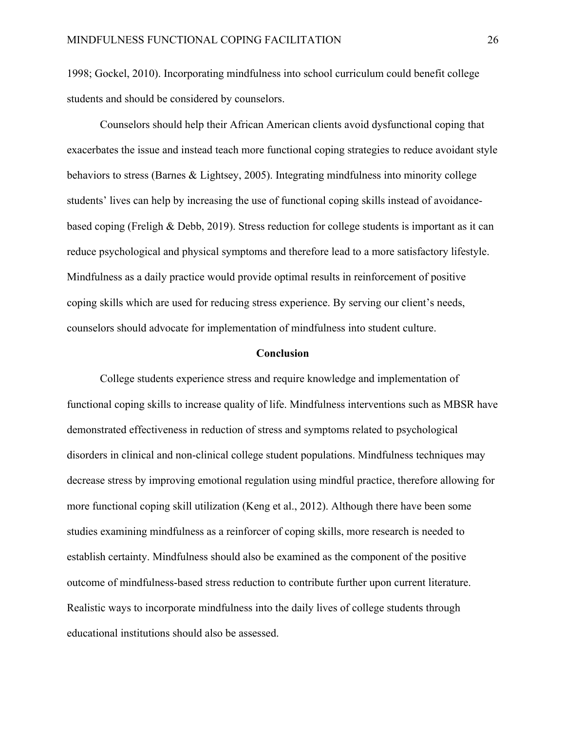1998; Gockel, 2010). Incorporating mindfulness into school curriculum could benefit college students and should be considered by counselors.

Counselors should help their African American clients avoid dysfunctional coping that exacerbates the issue and instead teach more functional coping strategies to reduce avoidant style behaviors to stress (Barnes & Lightsey, 2005). Integrating mindfulness into minority college students' lives can help by increasing the use of functional coping skills instead of avoidance-based coping (Freligh & Debb, 2019). Stress reduction for college students is important as it can reduce psychological and physical symptoms and therefore lead to a more satisfactory lifestyle. Mindfulness as a daily practice would provide optimal results in reinforcement of positive coping skills which are used for reducing stress experience. By serving our client's needs, counselors should advocate for implementation of mindfulness into student culture.

## Conclusion

College students experience stress and require knowledge and implementation of functional coping skills to increase quality of life. Mindfulness interventions such as MBSR have demonstrated effectiveness in reduction of stress and symptoms related to psychological disorders in clinical and non-clinical college student populations. Mindfulness techniques may decrease stress by improving emotional regulation using mindful practice, therefore allowing for more functional coping skill utilization (Keng et al., 2012). Although there have been some studies examining mindfulness as a reinforcer of coping skills, more research is needed to establish certainty. Mindfulness should also be examined as the component of the positive outcome of mindfulness-based stress reduction to contribute further upon current literature. Realistic ways to incorporate mindfulness into the daily lives of college students through educational institutions should also be assessed.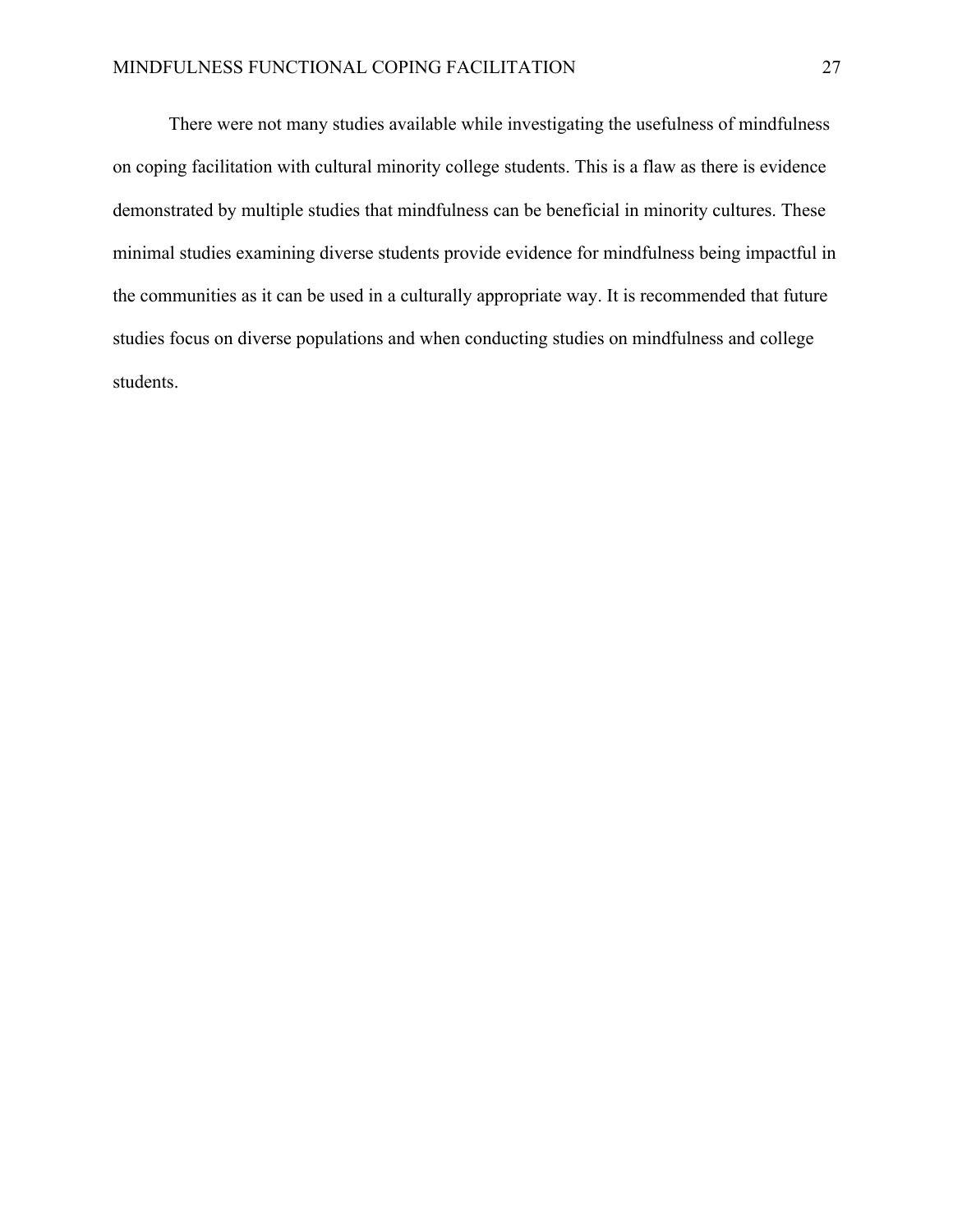There were not many studies available while investigating the usefulness of mindfulness on coping facilitation with cultural minority college students. This is a flaw as there is evidence demonstrated by multiple studies that mindfulness can be beneficial in minority cultures. These minimal studies examining diverse students provide evidence for mindfulness being impactful in the communities as it can be used in a culturally appropriate way. It is recommended that future studies focus on diverse populations and when conducting studies on mindfulness and college students.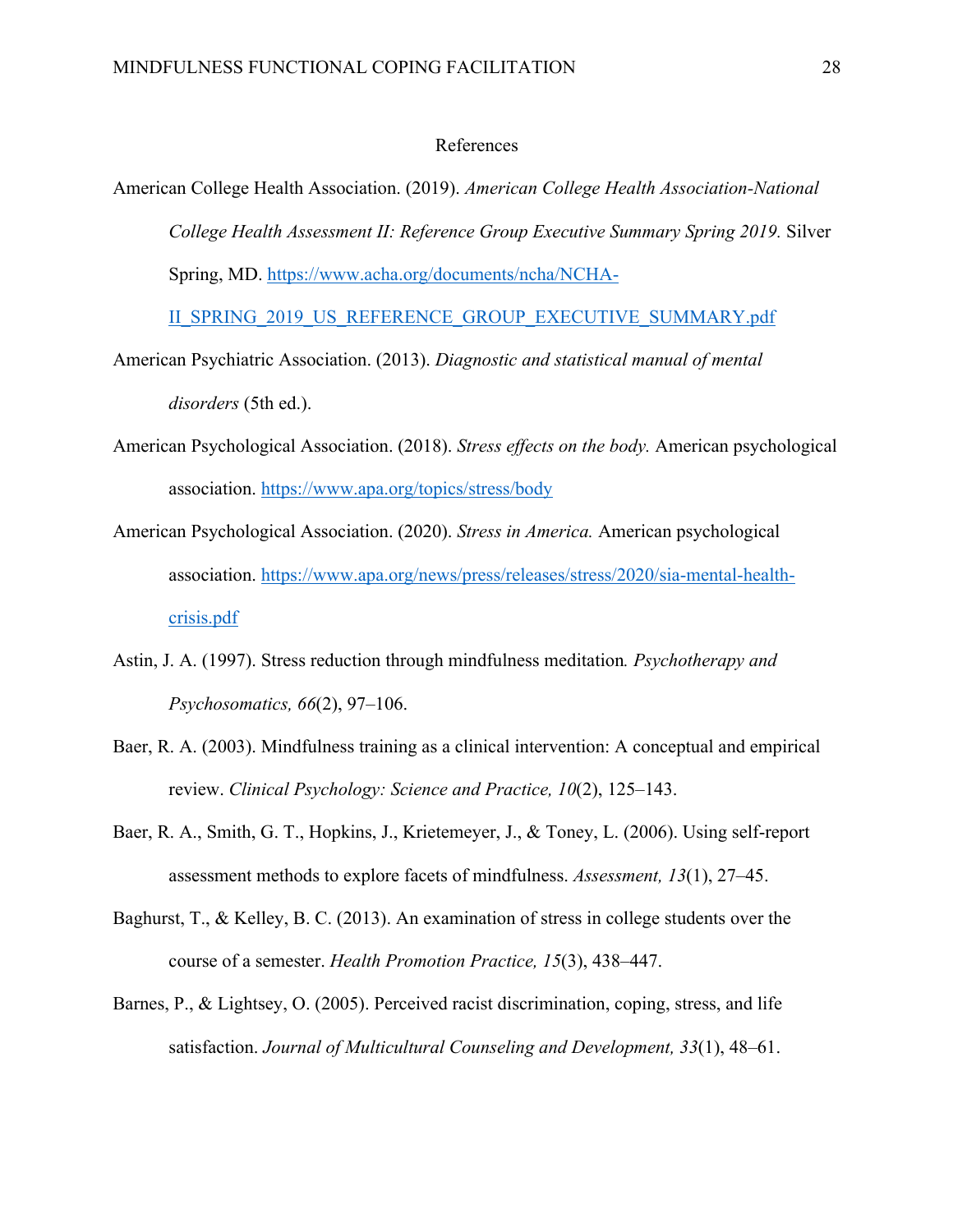# References

American College Health Association. (2019). *American College Health Association-National College Health Assessment II: Reference Group Executive Summary Spring 2019.* Silver Spring, MD. https://www.acha.org/documents/ncha/NCHA-II_SPRING_2019_US_REFERENCE_GROUP_EXECUTIVE_SUMMARY.pdf

American Psychiatric Association. (2013). *Diagnostic and statistical manual of mental disorders* (5th ed.).

American Psychological Association. (2018). *Stress effects on the body.* American psychological association. https://www.apa.org/topics/stress/body

American Psychological Association. (2020). *Stress in America.* American psychological association. https://www.apa.org/news/press/releases/stress/2020/sia-mental-health-crisis.pdf

Astin, J. A. (1997). Stress reduction through mindfulness meditation*. Psychotherapy and Psychosomatics, 66*(2), 97–106.

Baer, R. A. (2003). Mindfulness training as a clinical intervention: A conceptual and empirical review. *Clinical Psychology: Science and Practice, 10*(2), 125–143.

Baer, R. A., Smith, G. T., Hopkins, J., Krietemeyer, J., & Toney, L. (2006). Using self-report assessment methods to explore facets of mindfulness. *Assessment, 13*(1), 27–45.

Baghurst, T., & Kelley, B. C. (2013). An examination of stress in college students over the course of a semester. *Health Promotion Practice, 15*(3), 438–447.

Barnes, P., & Lightsey, O. (2005). Perceived racist discrimination, coping, stress, and life satisfaction. *Journal of Multicultural Counseling and Development, 33*(1), 48–61.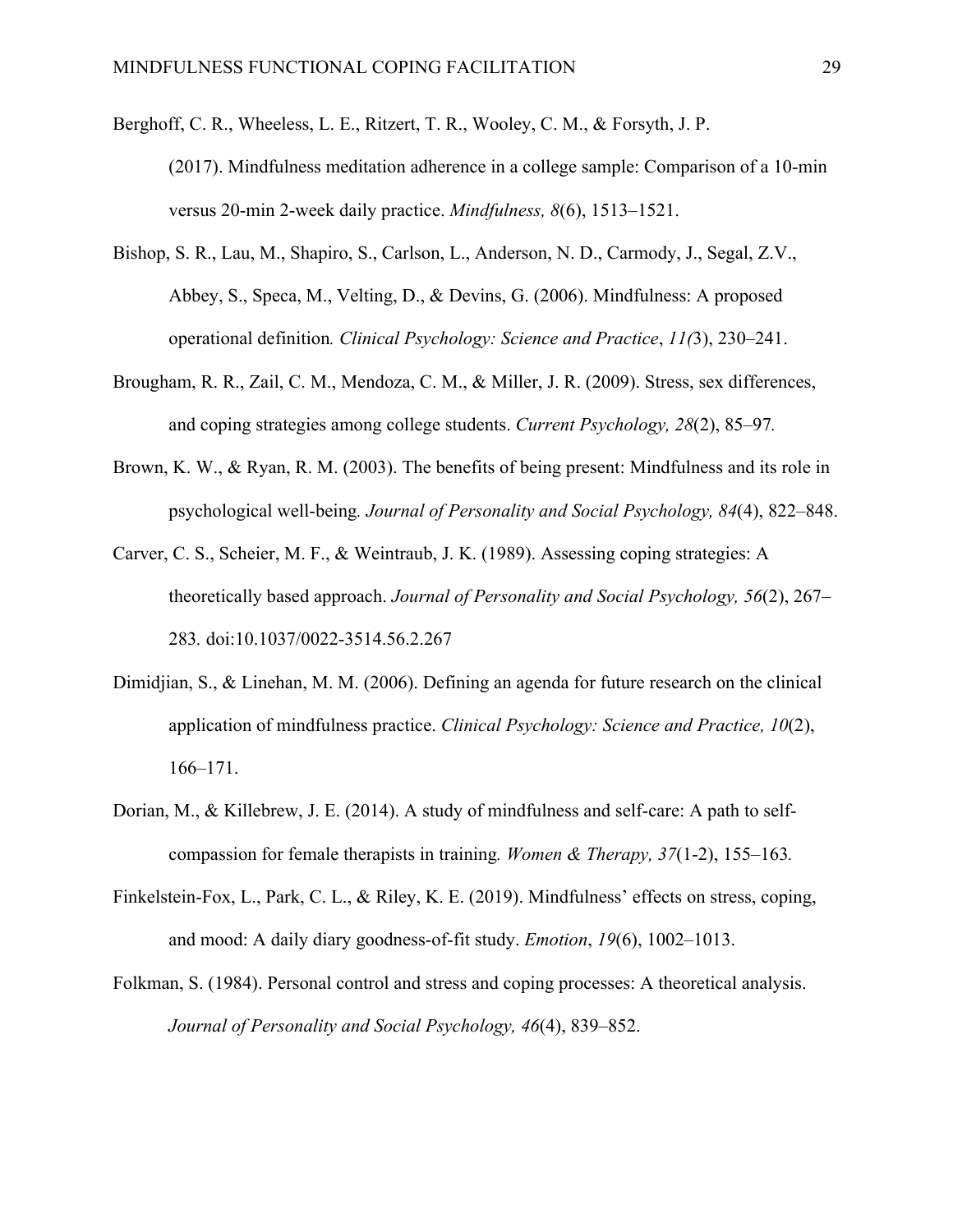Berghoff, C. R., Wheeless, L. E., Ritzert, T. R., Wooley, C. M., & Forsyth, J. P. (2017). Mindfulness meditation adherence in a college sample: Comparison of a 10-min versus 20-min 2-week daily practice. *Mindfulness, 8*(6), 1513–1521.

Bishop, S. R., Lau, M., Shapiro, S., Carlson, L., Anderson, N. D., Carmody, J., Segal, Z.V., Abbey, S., Speca, M., Velting, D., & Devins, G. (2006). Mindfulness: A proposed operational definition*. Clinical Psychology: Science and Practice*, *11(*3), 230–241.

Brougham, R. R., Zail, C. M., Mendoza, C. M., & Miller, J. R. (2009). Stress, sex differences, and coping strategies among college students. *Current Psychology, 28*(2), 85–97*.*

Brown, K. W., & Ryan, R. M. (2003). The benefits of being present: Mindfulness and its role in psychological well-being*. Journal of Personality and Social Psychology, 84*(4), 822–848.

Carver, C. S., Scheier, M. F., & Weintraub, J. K. (1989). Assessing coping strategies: A theoretically based approach. *Journal of Personality and Social Psychology, 56*(2), 267–283*.* doi:10.1037/0022-3514.56.2.267

Dimidjian, S., & Linehan, M. M. (2006). Defining an agenda for future research on the clinical application of mindfulness practice. *Clinical Psychology: Science and Practice, 10*(2), 166–171.

Dorian, M., & Killebrew, J. E. (2014). A study of mindfulness and self-care: A path to self-compassion for female therapists in training*. Women & Therapy, 37*(1-2), 155–163*.*

Finkelstein-Fox, L., Park, C. L., & Riley, K. E. (2019). Mindfulness' effects on stress, coping, and mood: A daily diary goodness-of-fit study. *Emotion*, *19*(6), 1002–1013.

Folkman, S. (1984). Personal control and stress and coping processes: A theoretical analysis. *Journal of Personality and Social Psychology, 46*(4), 839–852.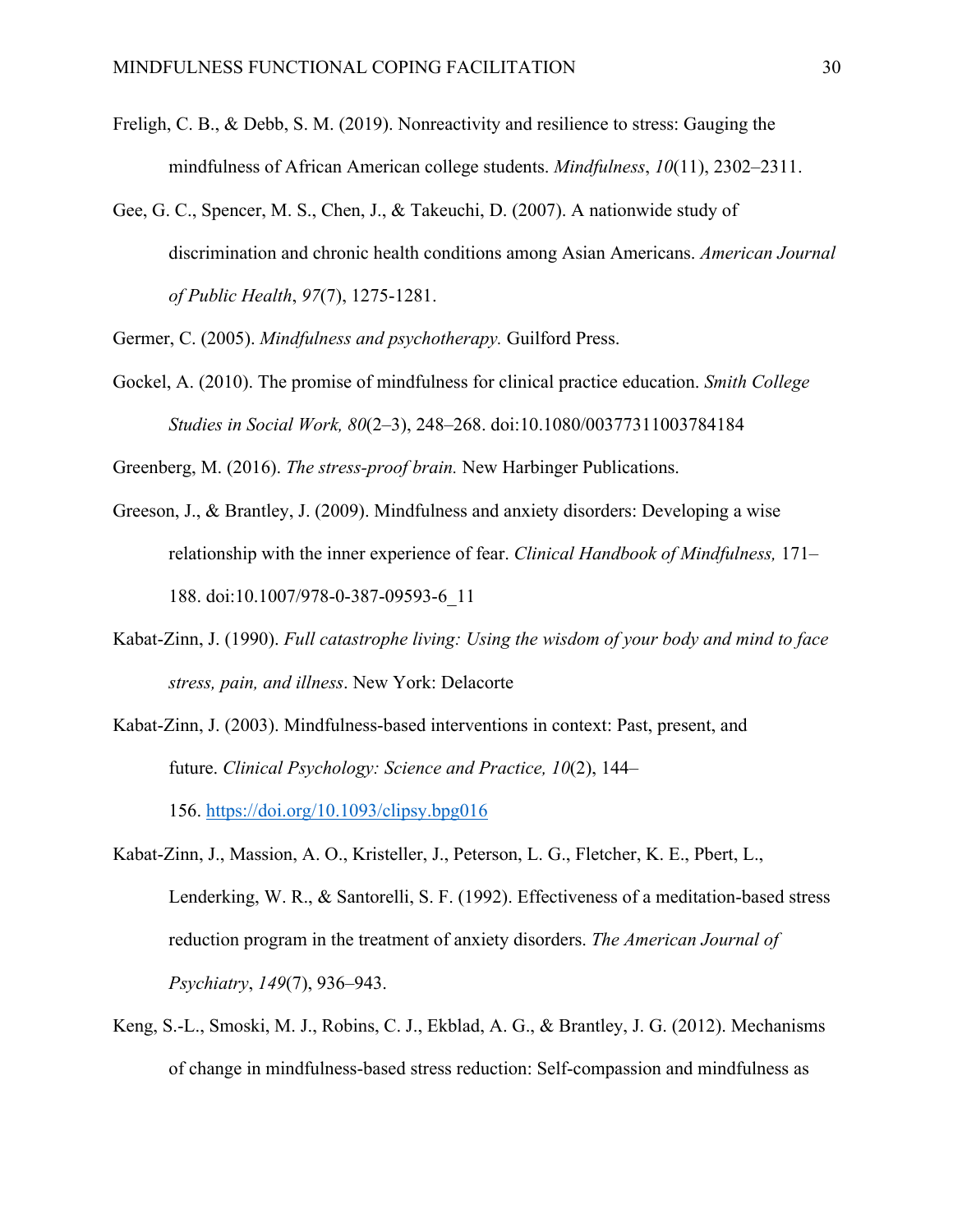Freligh, C. B., & Debb, S. M. (2019). Nonreactivity and resilience to stress: Gauging the mindfulness of African American college students. *Mindfulness*, *10*(11), 2302–2311.

Gee, G. C., Spencer, M. S., Chen, J., & Takeuchi, D. (2007). A nationwide study of discrimination and chronic health conditions among Asian Americans. *American Journal of Public Health*, *97*(7), 1275-1281.

Germer, C. (2005). *Mindfulness and psychotherapy.* Guilford Press.

Gockel, A. (2010). The promise of mindfulness for clinical practice education. *Smith College Studies in Social Work, 80*(2–3), 248–268. doi:10.1080/00377311003784184

Greenberg, M. (2016). *The stress-proof brain.* New Harbinger Publications.

Greeson, J., & Brantley, J. (2009). Mindfulness and anxiety disorders: Developing a wise relationship with the inner experience of fear. *Clinical Handbook of Mindfulness,* 171–188. doi:10.1007/978-0-387-09593-6_11

Kabat-Zinn, J. (1990). *Full catastrophe living: Using the wisdom of your body and mind to face stress, pain, and illness*. New York: Delacorte

Kabat-Zinn, J. (2003). Mindfulness-based interventions in context: Past, present, and future. *Clinical Psychology: Science and Practice, 10*(2), 144–156. https://doi.org/10.1093/clipsy.bpg016

Kabat-Zinn, J., Massion, A. O., Kristeller, J., Peterson, L. G., Fletcher, K. E., Pbert, L., Lenderking, W. R., & Santorelli, S. F. (1992). Effectiveness of a meditation-based stress reduction program in the treatment of anxiety disorders. *The American Journal of Psychiatry*, *149*(7), 936–943.

Keng, S.-L., Smoski, M. J., Robins, C. J., Ekblad, A. G., & Brantley, J. G. (2012). Mechanisms of change in mindfulness-based stress reduction: Self-compassion and mindfulness as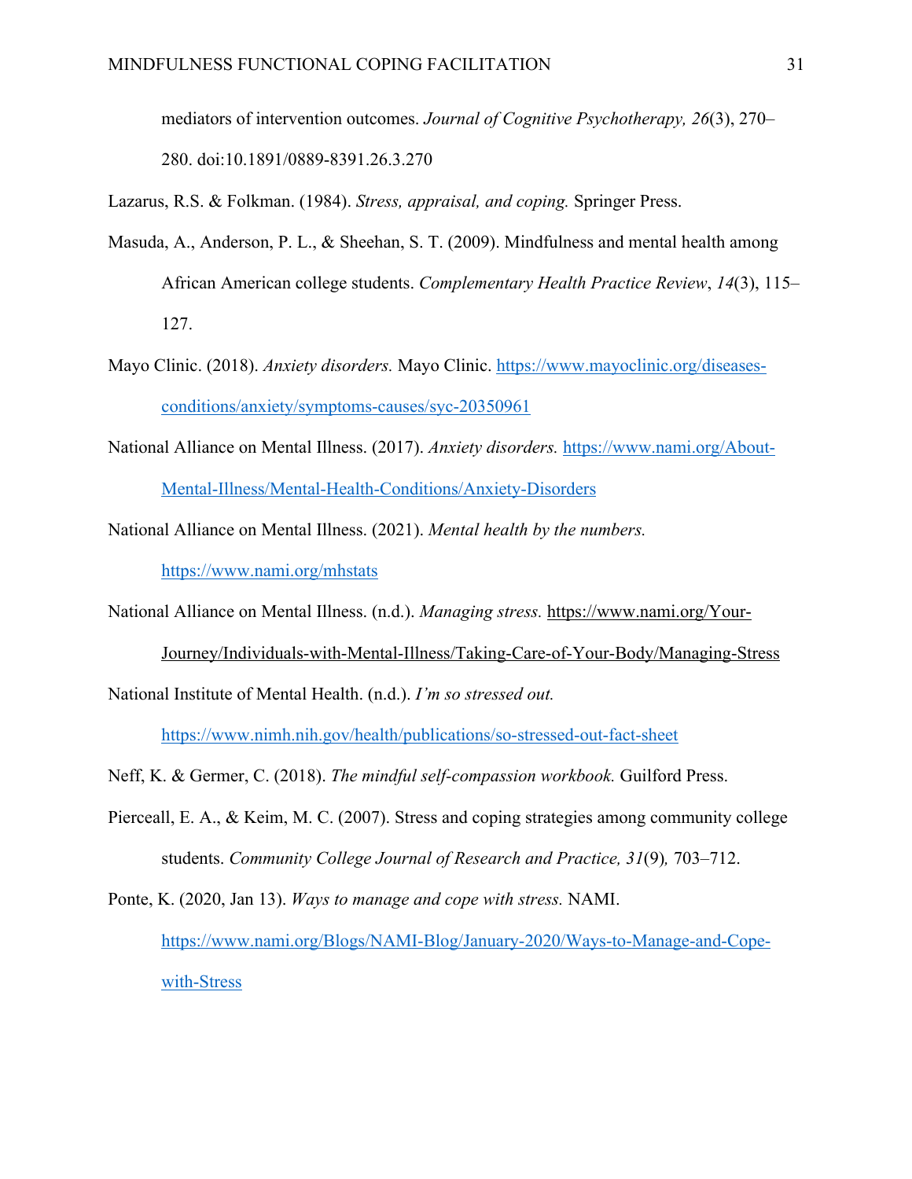mediators of intervention outcomes. *Journal of Cognitive Psychotherapy, 26*(3), 270–280. doi:10.1891/0889-8391.26.3.270

Lazarus, R.S. & Folkman. (1984). *Stress, appraisal, and coping.* Springer Press.

Masuda, A., Anderson, P. L., & Sheehan, S. T. (2009). Mindfulness and mental health among African American college students. *Complementary Health Practice Review*, *14*(3), 115–127.

Mayo Clinic. (2018). *Anxiety disorders.* Mayo Clinic. https://www.mayoclinic.org/diseases-conditions/anxiety/symptoms-causes/syc-20350961

National Alliance on Mental Illness. (2017). *Anxiety disorders.* https://www.nami.org/About-Mental-Illness/Mental-Health-Conditions/Anxiety-Disorders

National Alliance on Mental Illness. (2021). *Mental health by the numbers.* https://www.nami.org/mhstats

National Alliance on Mental Illness. (n.d.). *Managing stress.* https://www.nami.org/Your-Journey/Individuals-with-Mental-Illness/Taking-Care-of-Your-Body/Managing-Stress

National Institute of Mental Health. (n.d.). *I'm so stressed out.* https://www.nimh.nih.gov/health/publications/so-stressed-out-fact-sheet

Neff, K. & Germer, C. (2018). *The mindful self-compassion workbook.* Guilford Press.

Pierceall, E. A., & Keim, M. C. (2007). Stress and coping strategies among community college students. *Community College Journal of Research and Practice, 31*(9)*,* 703–712.

Ponte, K. (2020, Jan 13). *Ways to manage and cope with stress.* NAMI. https://www.nami.org/Blogs/NAMI-Blog/January-2020/Ways-to-Manage-and-Cope-with-Stress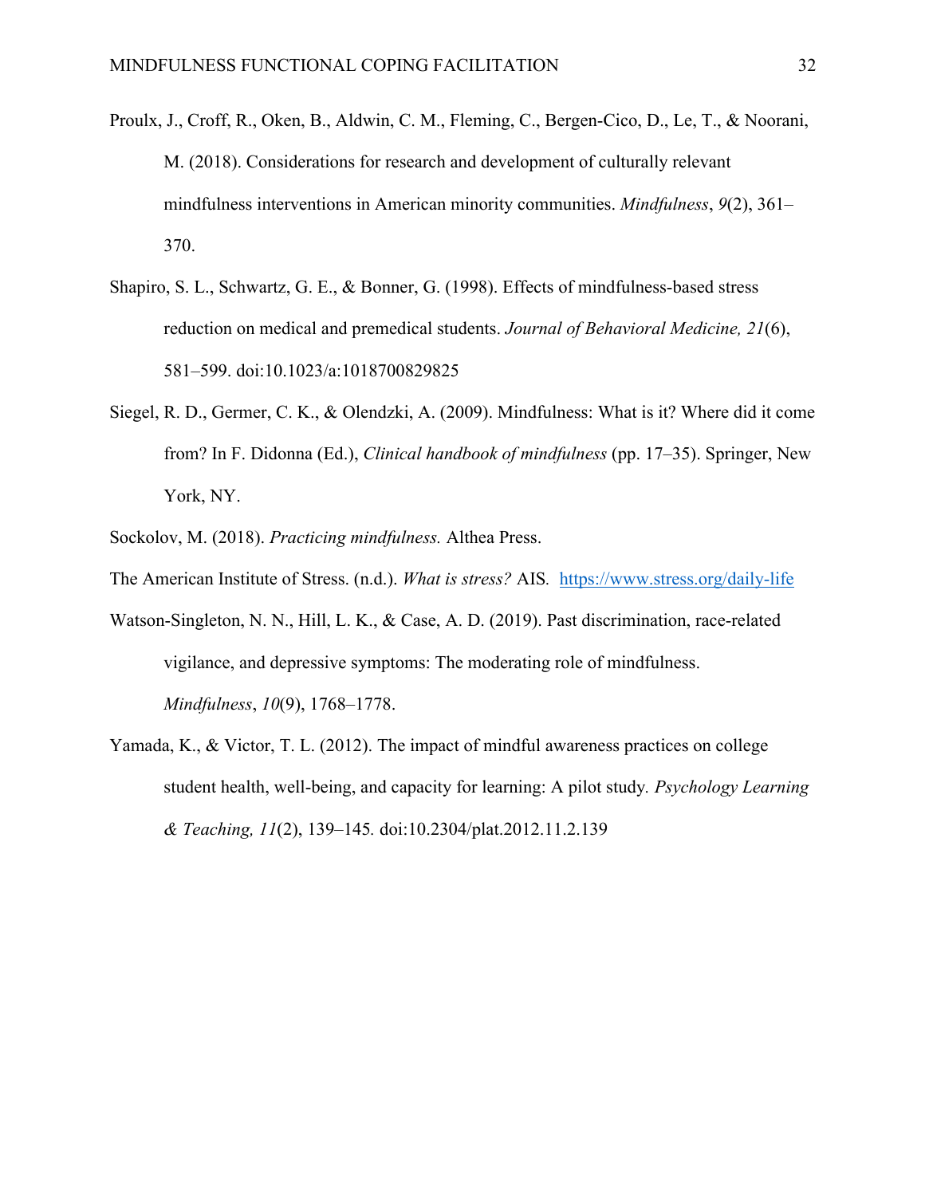Proulx, J., Croff, R., Oken, B., Aldwin, C. M., Fleming, C., Bergen-Cico, D., Le, T., & Noorani, M. (2018). Considerations for research and development of culturally relevant mindfulness interventions in American minority communities. *Mindfulness*, *9*(2), 361–370.

Shapiro, S. L., Schwartz, G. E., & Bonner, G. (1998). Effects of mindfulness-based stress reduction on medical and premedical students. *Journal of Behavioral Medicine, 21*(6), 581–599. doi:10.1023/a:1018700829825

Siegel, R. D., Germer, C. K., & Olendzki, A. (2009). Mindfulness: What is it? Where did it come from? In F. Didonna (Ed.), *Clinical handbook of mindfulness* (pp. 17–35). Springer, New York, NY.

Sockolov, M. (2018). *Practicing mindfulness.* Althea Press.

The American Institute of Stress. (n.d.). *What is stress?* AIS. https://www.stress.org/daily-life

Watson-Singleton, N. N., Hill, L. K., & Case, A. D. (2019). Past discrimination, race-related vigilance, and depressive symptoms: The moderating role of mindfulness. *Mindfulness*, *10*(9), 1768–1778.

Yamada, K., & Victor, T. L. (2012). The impact of mindful awareness practices on college student health, well-being, and capacity for learning: A pilot study. *Psychology Learning & Teaching, 11*(2), 139–145. doi:10.2304/plat.2012.11.2.139